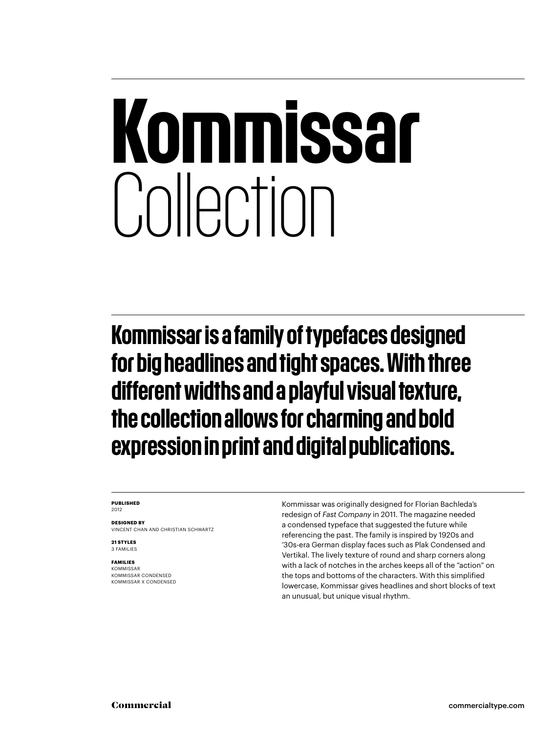# Kommissar Collection

## Kommissar is a family of typefaces designed for big headlines and tight spaces. With three different widths and a playful visual texture, the collection allows for charming and bold expression in print and digital publications.

**PUBLISHED**
2012

**DESIGNED BY**
VINCENT CHAN AND CHRISTIAN SCHWARTZ

**21 STYLES**
3 FAMILIES

**FAMILIES**
KOMMISSAR
KOMMISSAR CONDENSED
KOMMISSAR X CONDENSED

Kommissar was originally designed for Florian Bachleda's redesign of *Fast Company* in 2011. The magazine needed a condensed typeface that suggested the future while referencing the past. The family is inspired by 1920s and '30s-era German display faces such as Plak Condensed and Vertikal. The lively texture of round and sharp corners along with a lack of notches in the arches keeps all of the "action" on the tops and bottoms of the characters. With this simplified lowercase, Kommissar gives headlines and short blocks of text an unusual, but unique visual rhythm.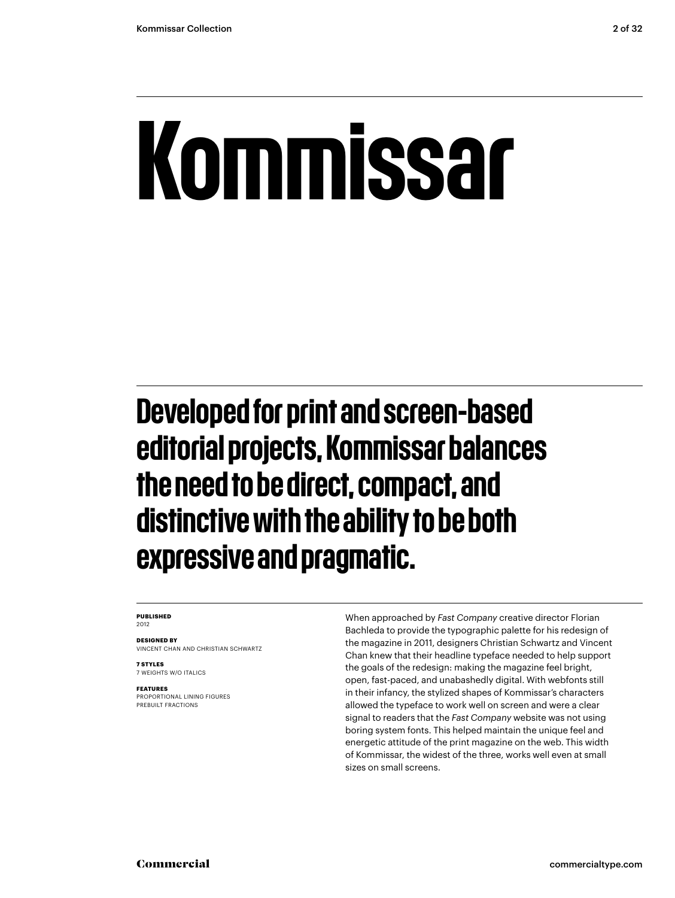# Kommissar

## Developed for print and screen-based editorial projects, Kommissar balances the need to be direct, compact, and distinctive with the ability to be both expressive and pragmatic.

**PUBLISHED**
2012

**DESIGNED BY**
VINCENT CHAN AND CHRISTIAN SCHWARTZ

**7 STYLES**
7 WEIGHTS W/O ITALICS

**FEATURES**
PROPORTIONAL LINING FIGURES
PREBUILT FRACTIONS

When approached by *Fast Company* creative director Florian Bachleda to provide the typographic palette for his redesign of the magazine in 2011, designers Christian Schwartz and Vincent Chan knew that their headline typeface needed to help support the goals of the redesign: making the magazine feel bright, open, fast-paced, and unabashedly digital. With webfonts still in their infancy, the stylized shapes of Kommissar's characters allowed the typeface to work well on screen and were a clear signal to readers that the *Fast Company* website was not using boring system fonts. This helped maintain the unique feel and energetic attitude of the print magazine on the web. This width of Kommissar, the widest of the three, works well even at small sizes on small screens.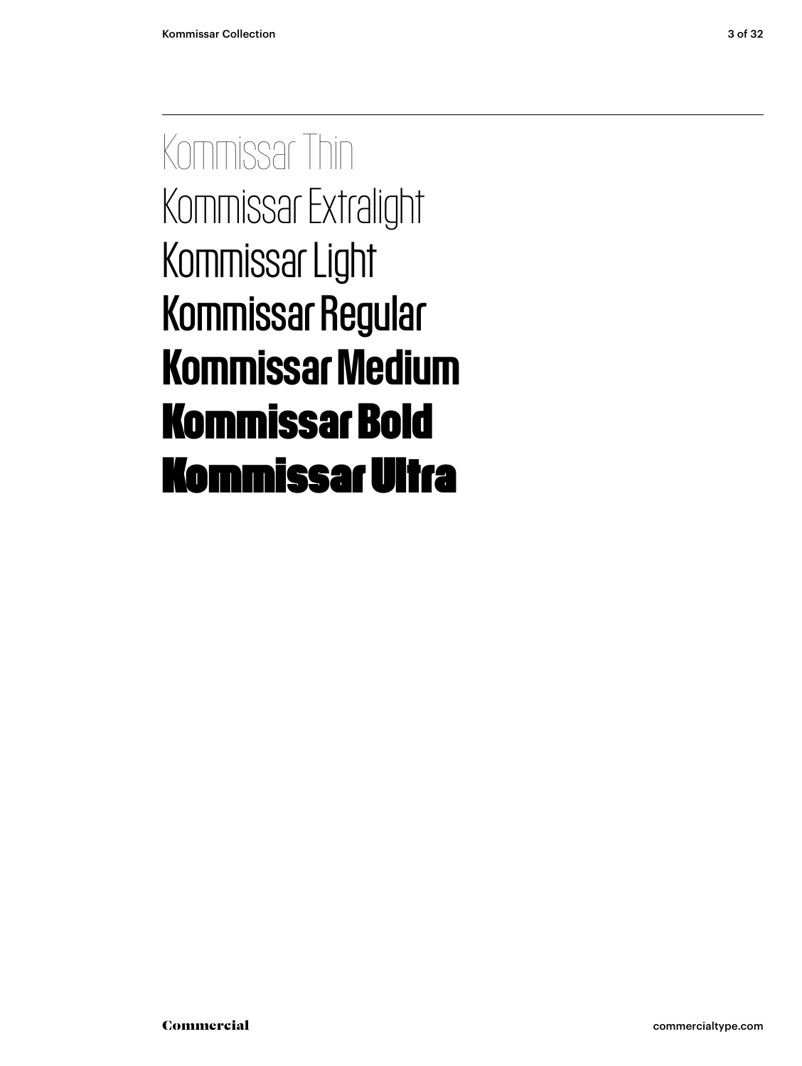Kommissar Thin
Kommissar Extralight
Kommissar Light
Kommissar Regular
**Kommissar Medium**
**Kommissar Bold**
**Kommissar Ultra**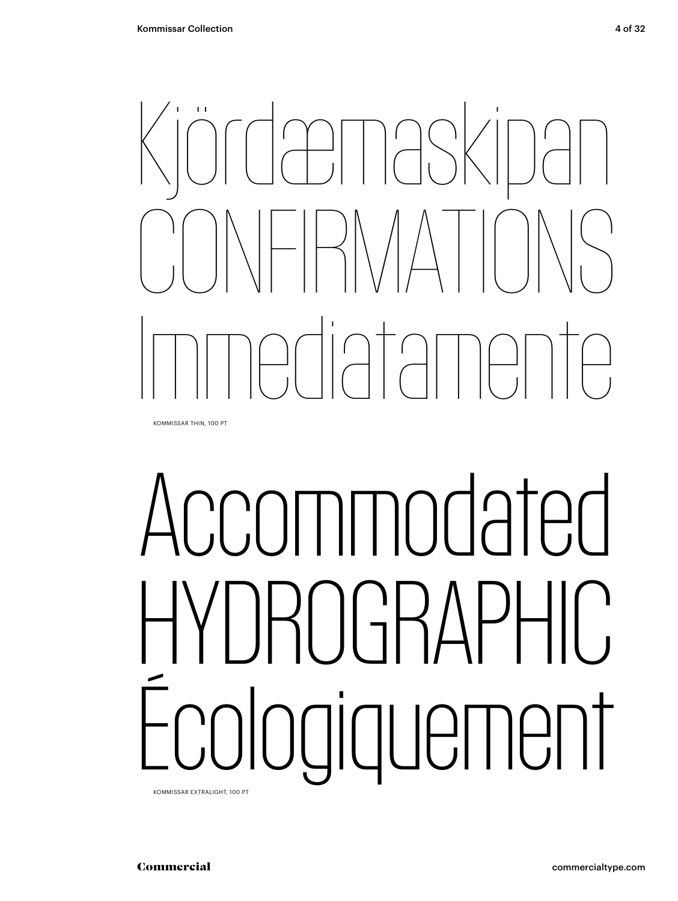Kjördæmaskipan
CONFIRMATIONS
Immediatamente

KOMMISSAR THIN, 100 PT

Accommodated
HYDROGRAPHIC
Écologiquement

KOMMISSAR EXTRALIGHT, 100 PT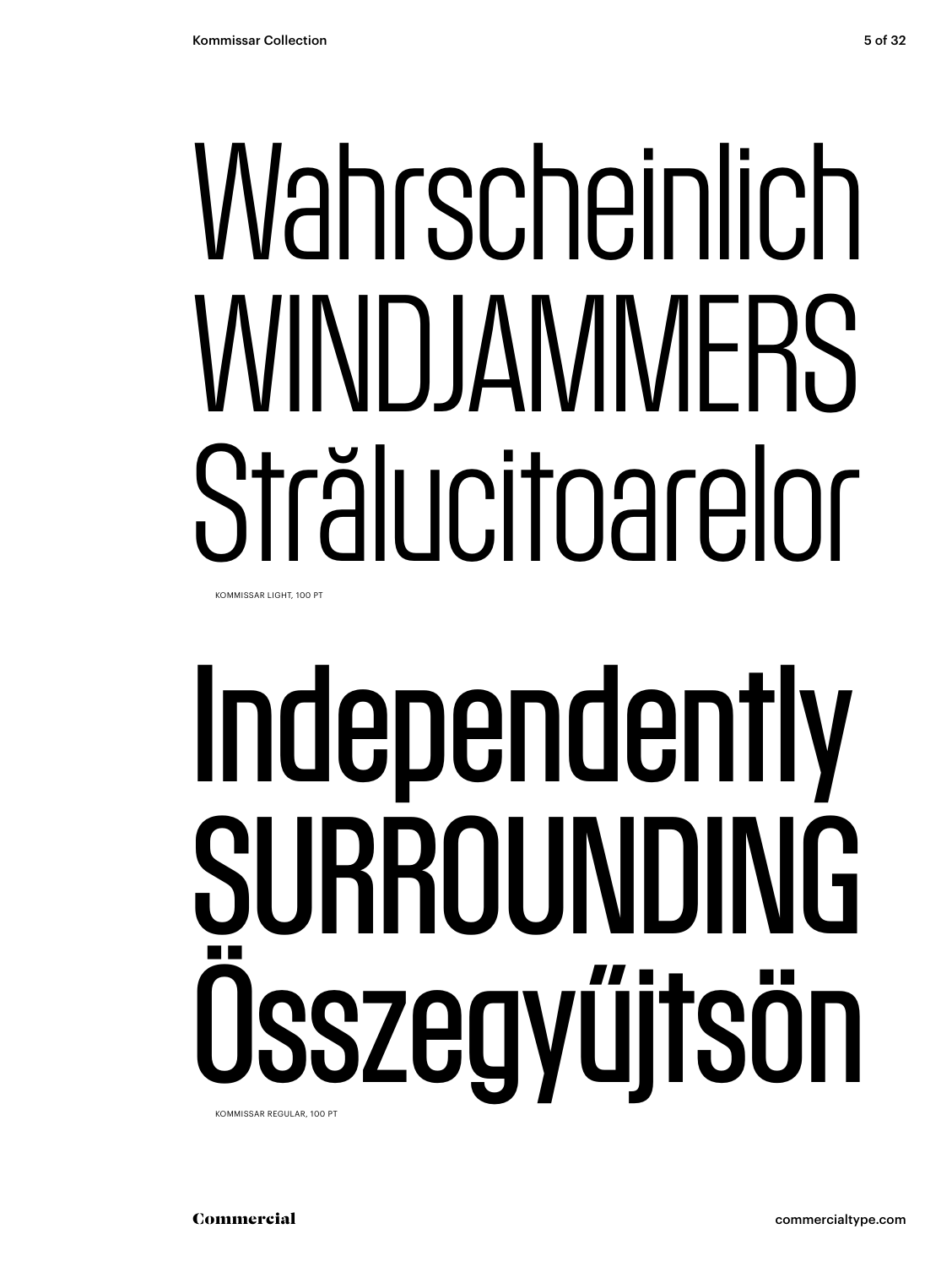Wahrscheinlich
WINDJAMMERS
Strălucitoarelor

KOMMISSAR LIGHT, 100 PT

Independently
SURROUNDING
Összegyűjtsön

KOMMISSAR REGULAR, 100 PT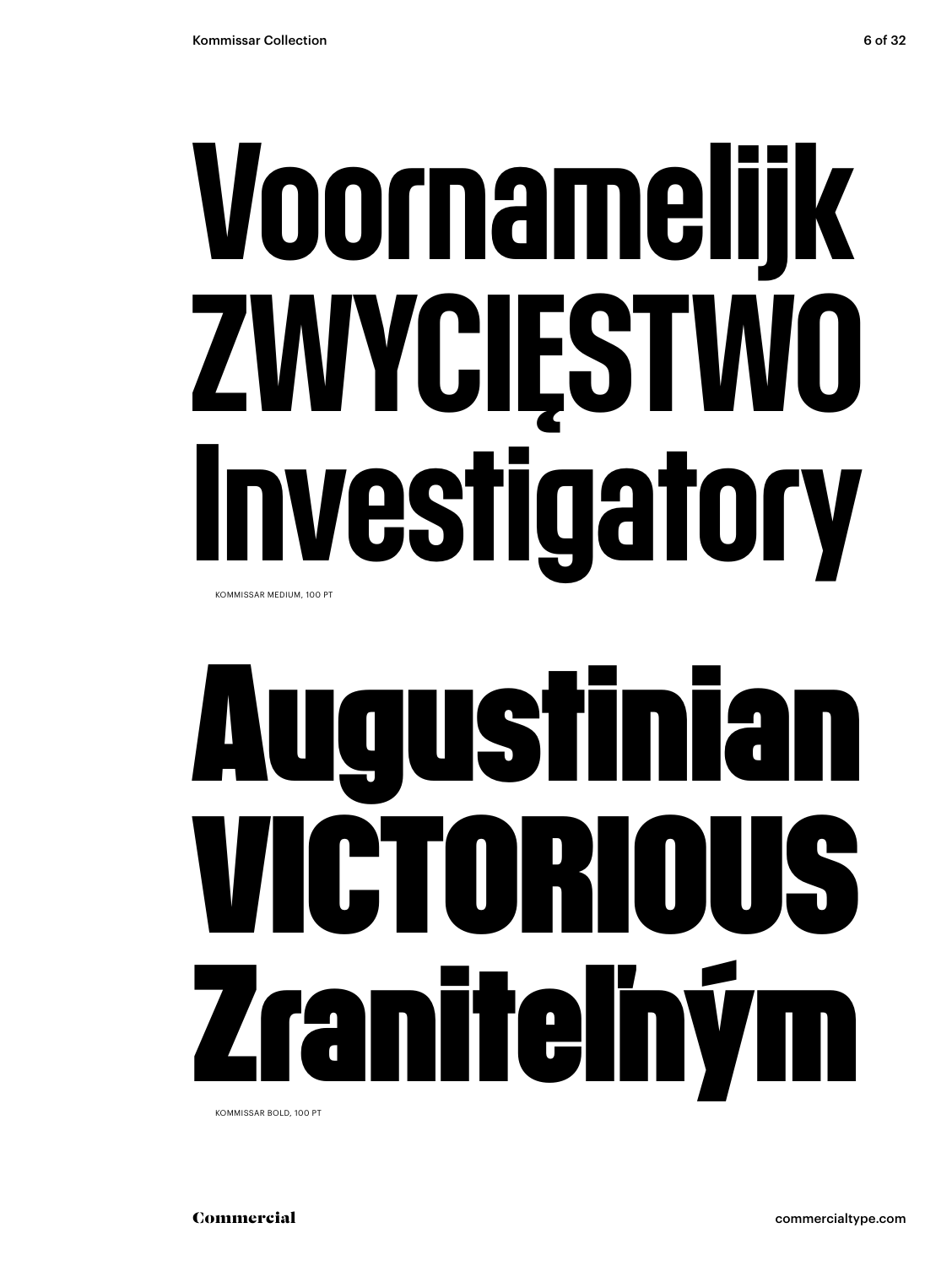# Voornamelijk ZWYCIĘSTWO Investigatory

KOMMISSAR MEDIUM, 100 PT

# Augustinian VICTORIOUS Zraniteľným

KOMMISSAR BOLD, 100 PT

Commercial

commercialtype.com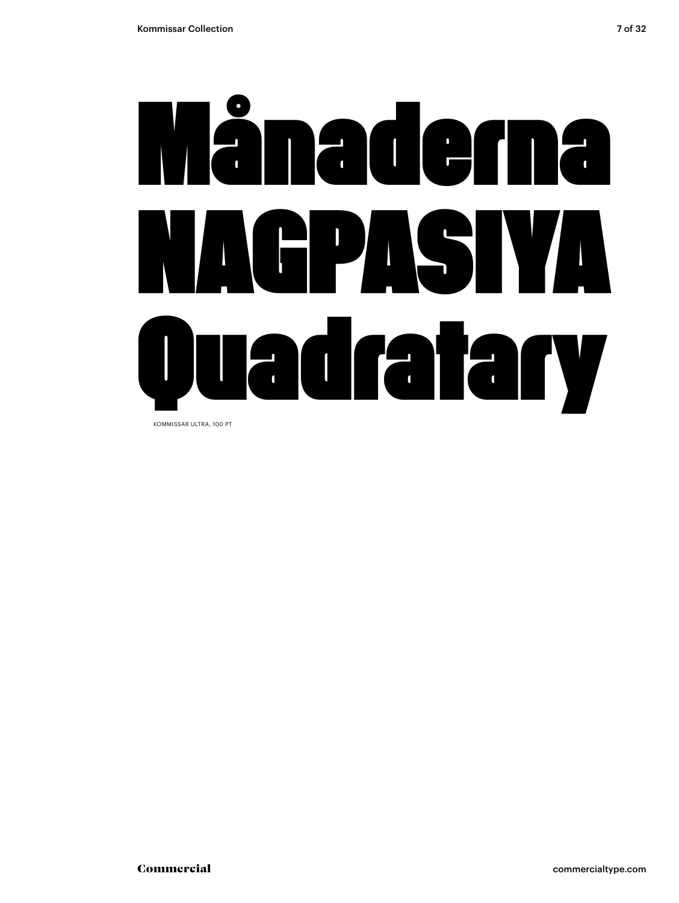# Månaderna
# NAGPASIYA
# Quadratary

KOMMISSAR ULTRA, 100 PT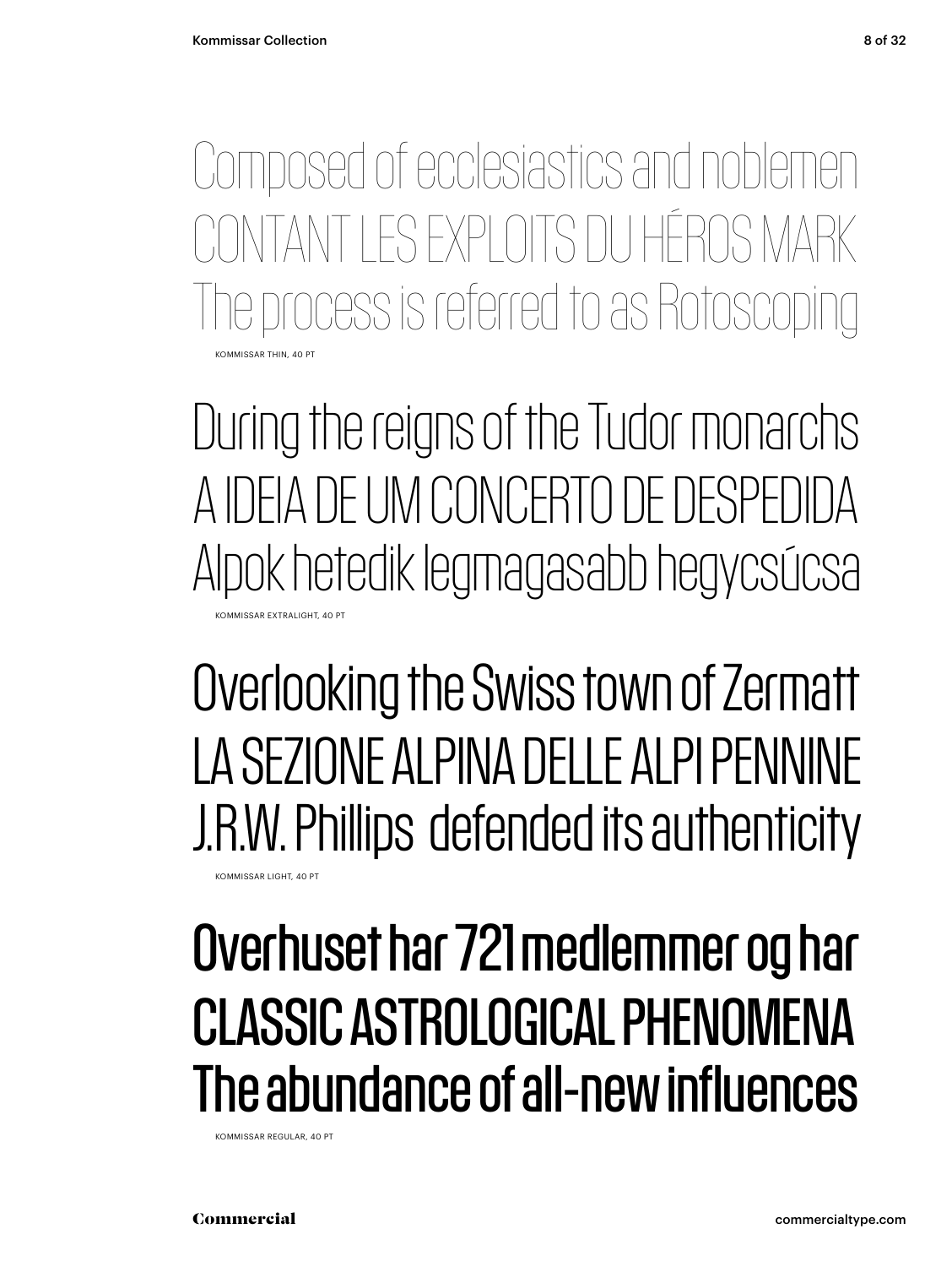Composed of ecclesiastics and noblemen
CONTANT LES EXPLOITS DU HÉROS MARK
The process is referred to as Rotoscoping

KOMMISSAR THIN, 40 PT

During the reigns of the Tudor monarchs
A IDEIA DE UM CONCERTO DE DESPEDIDA
Alpok hetedik legmagasabb hegycsúcsa

KOMMISSAR EXTRALIGHT, 40 PT

Overlooking the Swiss town of Zermatt
LA SEZIONE ALPINA DELLE ALPI PENNINE
J.R.W. Phillips defended its authenticity

KOMMISSAR LIGHT, 40 PT

Overhuset har 721 medlemmer og har
CLASSIC ASTROLOGICAL PHENOMENA
The abundance of all-new influences

KOMMISSAR REGULAR, 40 PT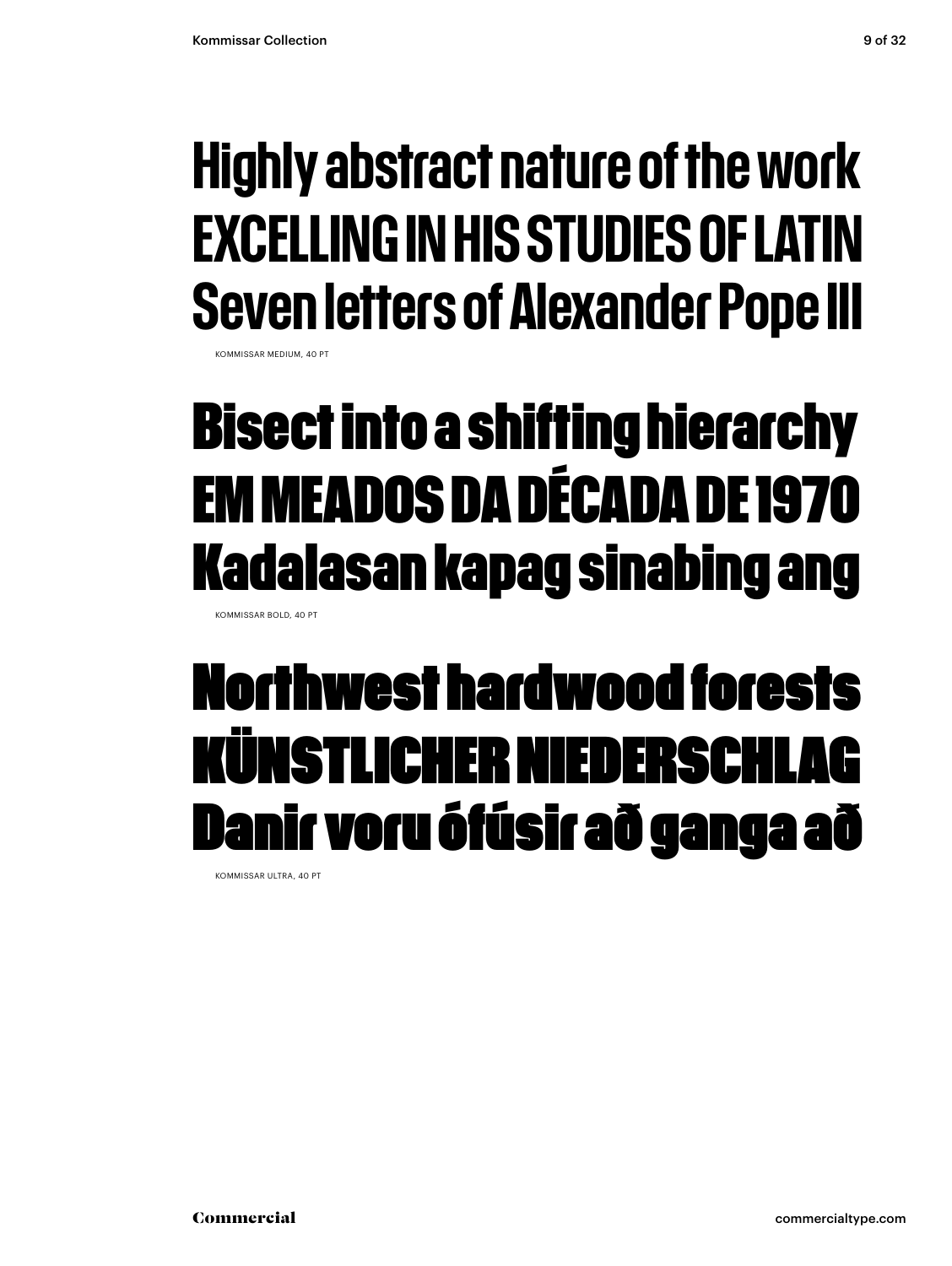Highly abstract nature of the work
EXCELLING IN HIS STUDIES OF LATIN
Seven letters of Alexander Pope III

KOMMISSAR MEDIUM, 40 PT

Bisect into a shifting hierarchy
EM MEADOS DA DÉCADA DE 1970
Kadalasan kapag sinabing ang

KOMMISSAR BOLD, 40 PT

Northwest hardwood forests
KÜNSTLICHER NIEDERSCHLAG
Danir voru ófúsir að ganga að

KOMMISSAR ULTRA, 40 PT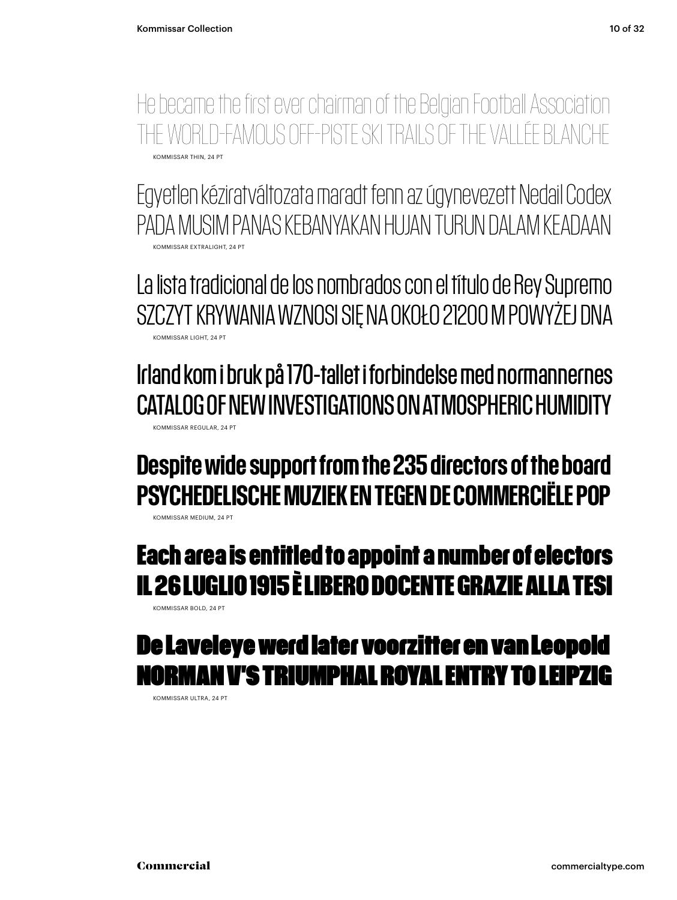He became the first ever chairman of the Belgian Football Association
THE WORLD-FAMOUS OFF-PISTE SKI TRAILS OF THE VALLÉE BLANCHE

KOMMISSAR THIN, 24 PT

Egyetlen kéziratváltozata maradt fenn az úgynevezett Nedail Codex
PADA MUSIM PANAS KEBANYAKAN HUJAN TURUN DALAM KEADAAN

KOMMISSAR EXTRALIGHT, 24 PT

La lista tradicional de los nombrados con el título de Rey Supremo
SZCZYT KRYWANIA WZNOSI SIĘ NA OKOŁO 21200 M POWYŻEJ DNA

KOMMISSAR LIGHT, 24 PT

Irland kom i bruk på 170-tallet i forbindelse med normannernes
CATALOG OF NEW INVESTIGATIONS ON ATMOSPHERIC HUMIDITY

KOMMISSAR REGULAR, 24 PT

**Despite wide support from the 235 directors of the board**
**PSYCHEDELISCHE MUZIEK EN TEGEN DE COMMERCIËLE POP**

KOMMISSAR MEDIUM, 24 PT

**Each area is entitled to appoint a number of electors**
**IL 26 LUGLIO 1915 È LIBERO DOCENTE GRAZIE ALLA TESI**

KOMMISSAR BOLD, 24 PT

**De Laveleye werd later voorzitter en van Leopold**
**NORMAN V'S TRIUMPHAL ROYAL ENTRY TO LEIPZIG**

KOMMISSAR ULTRA, 24 PT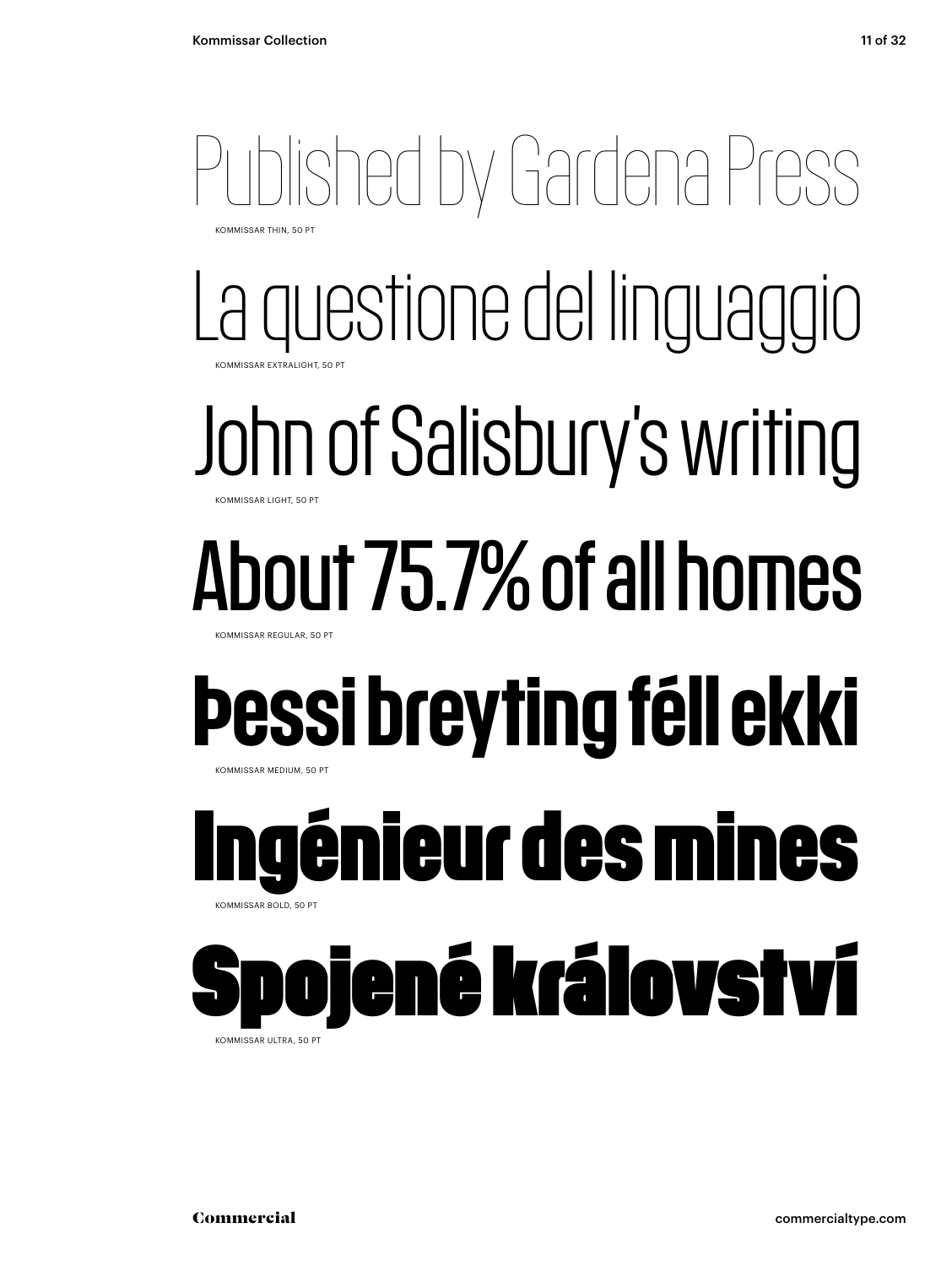Published by Gardena Press

KOMMISSAR THIN, 50 PT

La questione del linguaggio

KOMMISSAR EXTRALIGHT, 50 PT

John of Salisbury's writing

KOMMISSAR LIGHT, 50 PT

About 75.7% of all homes

KOMMISSAR REGULAR, 50 PT

Þessi breyting féll ekki

KOMMISSAR MEDIUM, 50 PT

Ingénieur des mines

KOMMISSAR BOLD, 50 PT

Spojené království

KOMMISSAR ULTRA, 50 PT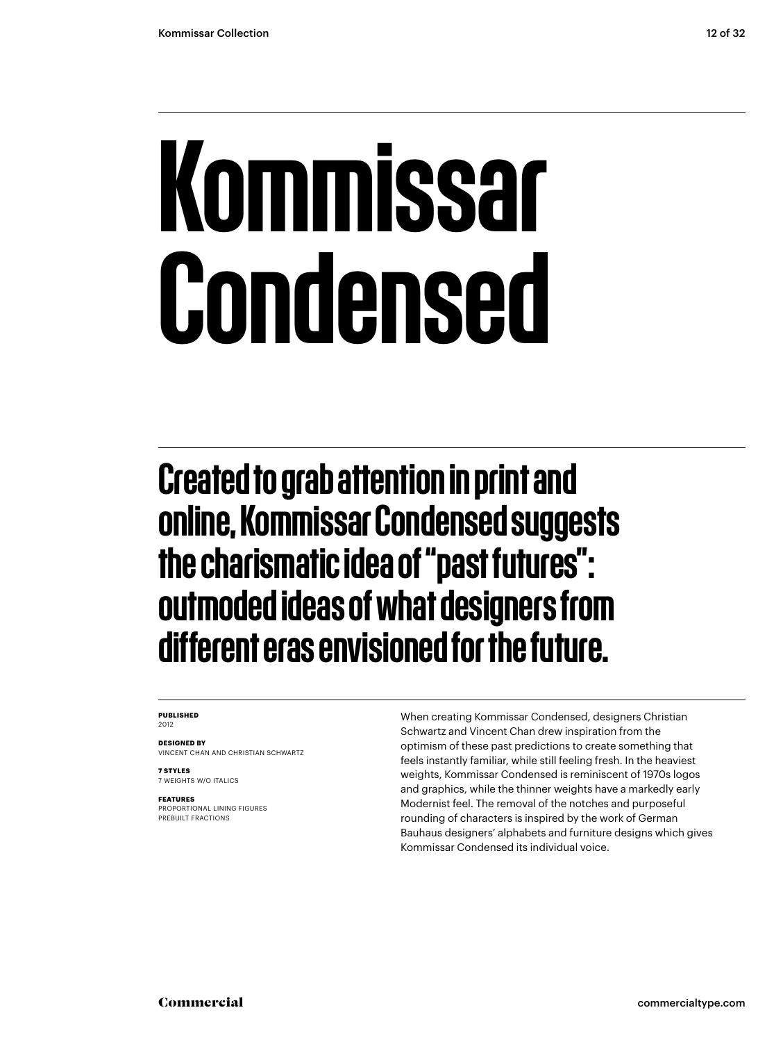# Kommissar Condensed

## Created to grab attention in print and online, Kommissar Condensed suggests the charismatic idea of "past futures": outmoded ideas of what designers from different eras envisioned for the future.

**PUBLISHED**
2012

**DESIGNED BY**
VINCENT CHAN AND CHRISTIAN SCHWARTZ

**7 STYLES**
7 WEIGHTS W/O ITALICS

**FEATURES**
PROPORTIONAL LINING FIGURES
PREBUILT FRACTIONS

When creating Kommissar Condensed, designers Christian Schwartz and Vincent Chan drew inspiration from the optimism of these past predictions to create something that feels instantly familiar, while still feeling fresh. In the heaviest weights, Kommissar Condensed is reminiscent of 1970s logos and graphics, while the thinner weights have a markedly early Modernist feel. The removal of the notches and purposeful rounding of characters is inspired by the work of German Bauhaus designers' alphabets and furniture designs which gives Kommissar Condensed its individual voice.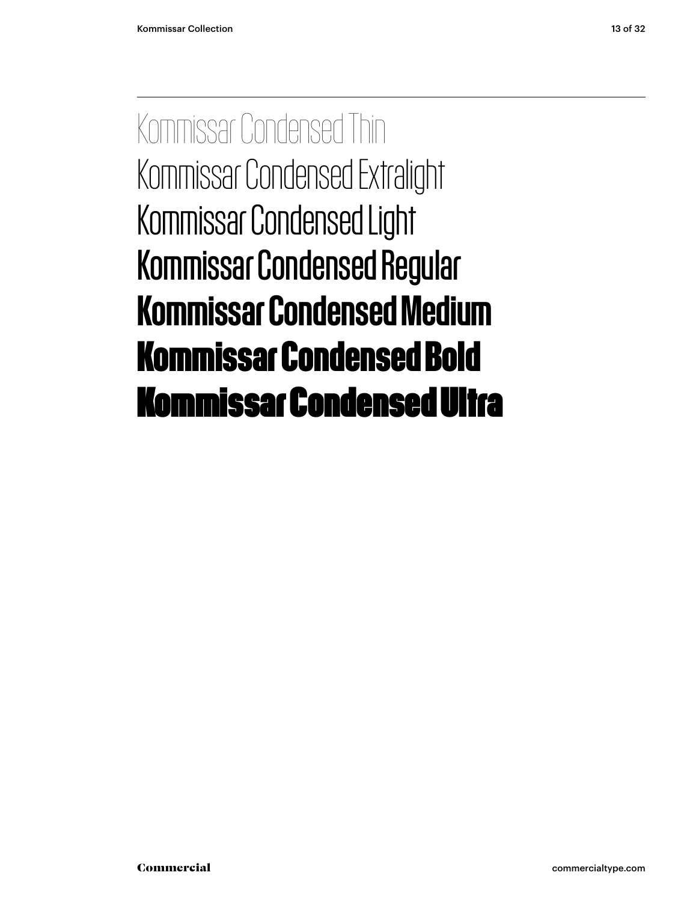Kommissar Condensed Thin
Kommissar Condensed Extralight
Kommissar Condensed Light
Kommissar Condensed Regular
**Kommissar Condensed Medium**
**Kommissar Condensed Bold**
**Kommissar Condensed Ultra**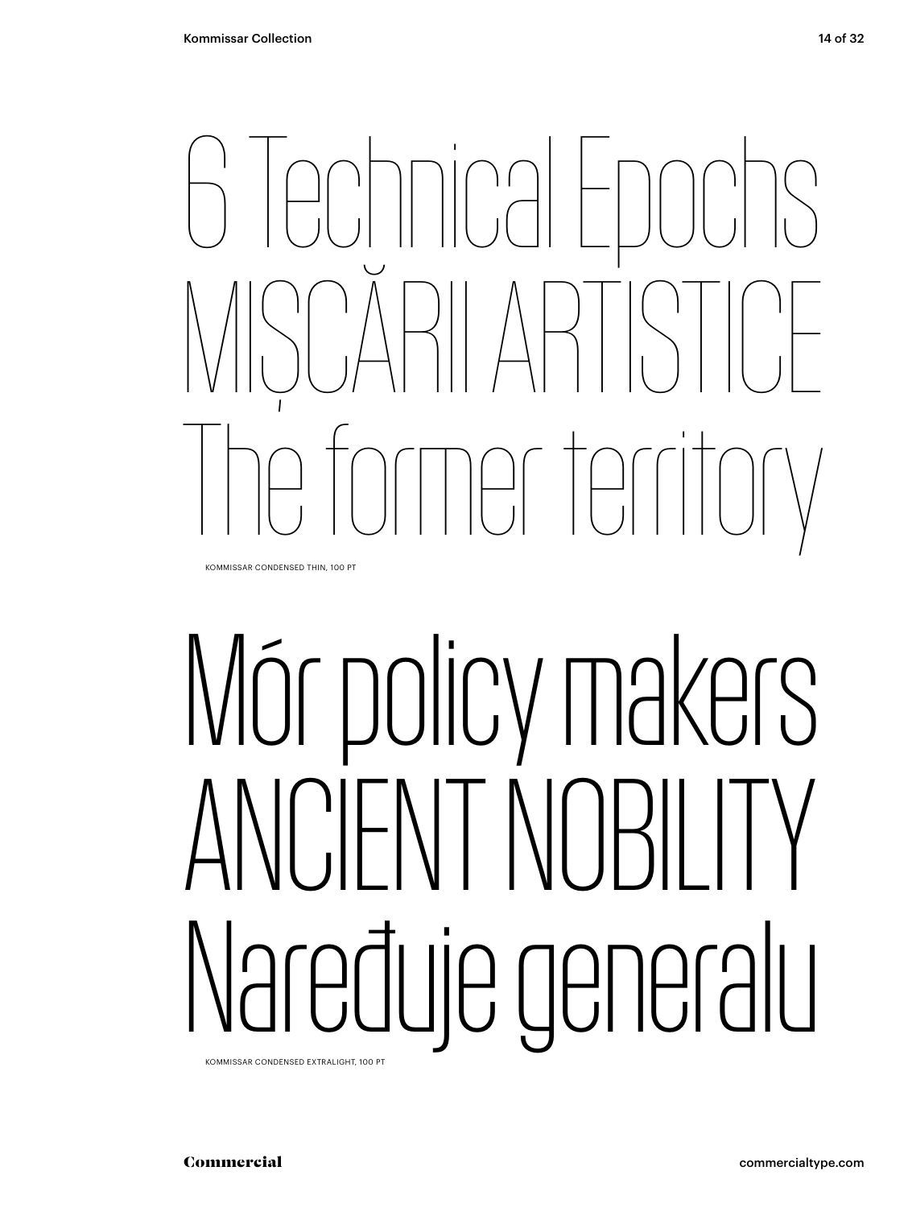6 Technical Epochs
MIȘCĂRII ARTISTICE
The former territory

KOMMISSAR CONDENSED THIN, 100 PT

Mór policy makers
ANCIENT NOBILITY
Naređuje generalu

KOMMISSAR CONDENSED EXTRALIGHT, 100 PT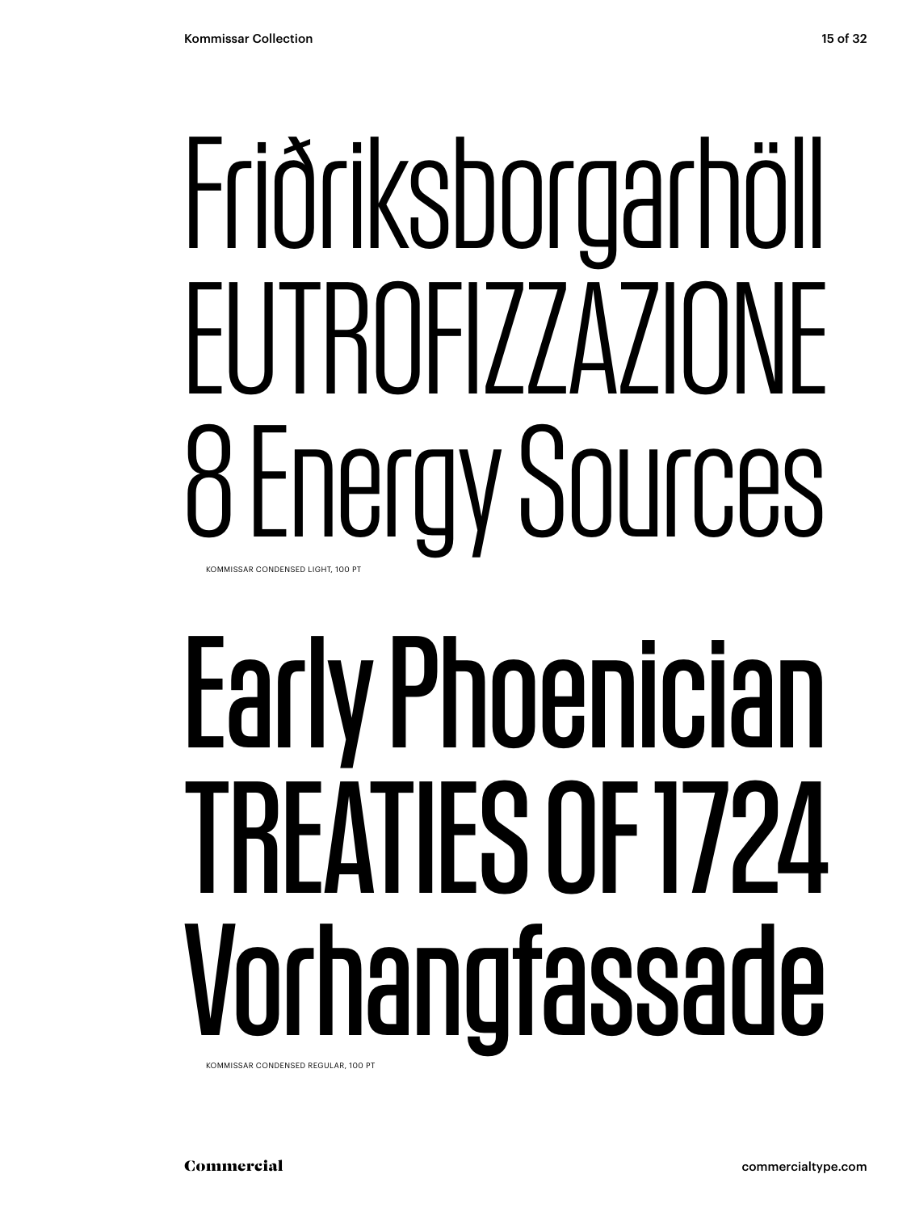Friðriksborgarhöll
EUTROFIZZAZIONE
8 Energy Sources

KOMMISSAR CONDENSED LIGHT, 100 PT

Early Phoenician
TREATIES OF 1724
Vorhangfassade

KOMMISSAR CONDENSED REGULAR, 100 PT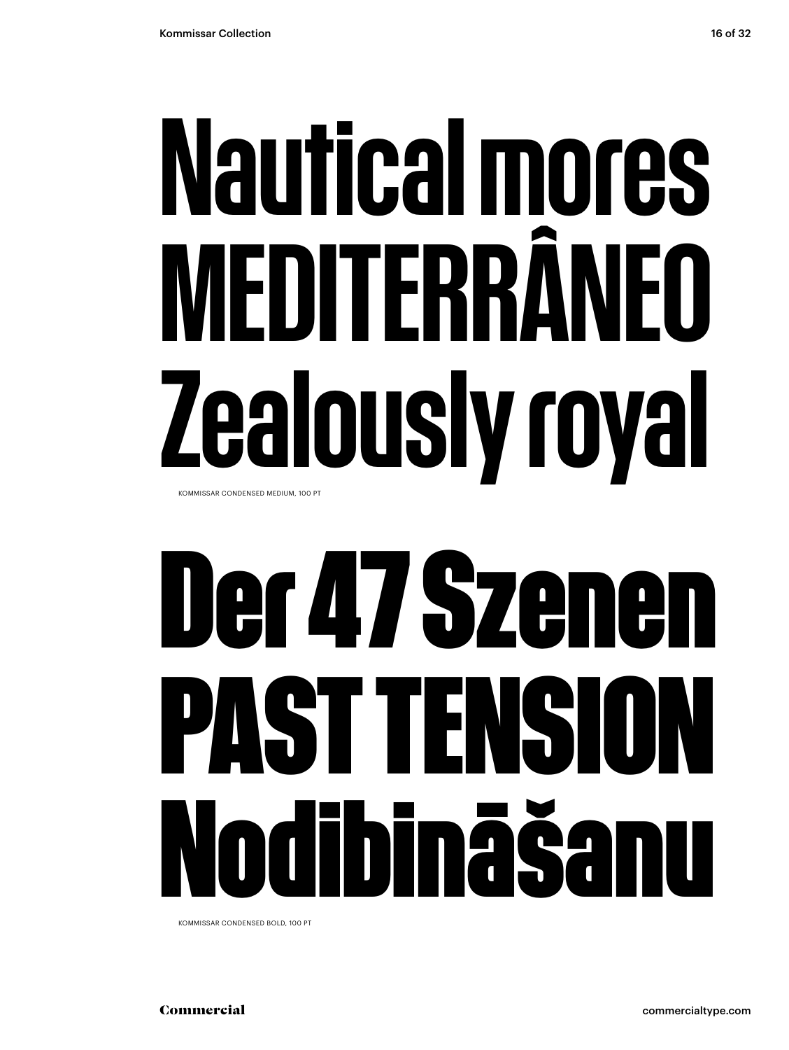Nautical mores
MEDITERRÂNEO
Zealously royal

KOMMISSAR CONDENSED MEDIUM, 100 PT

Der 47 Szenen
PAST TENSION
Nodibināšanu

KOMMISSAR CONDENSED BOLD, 100 PT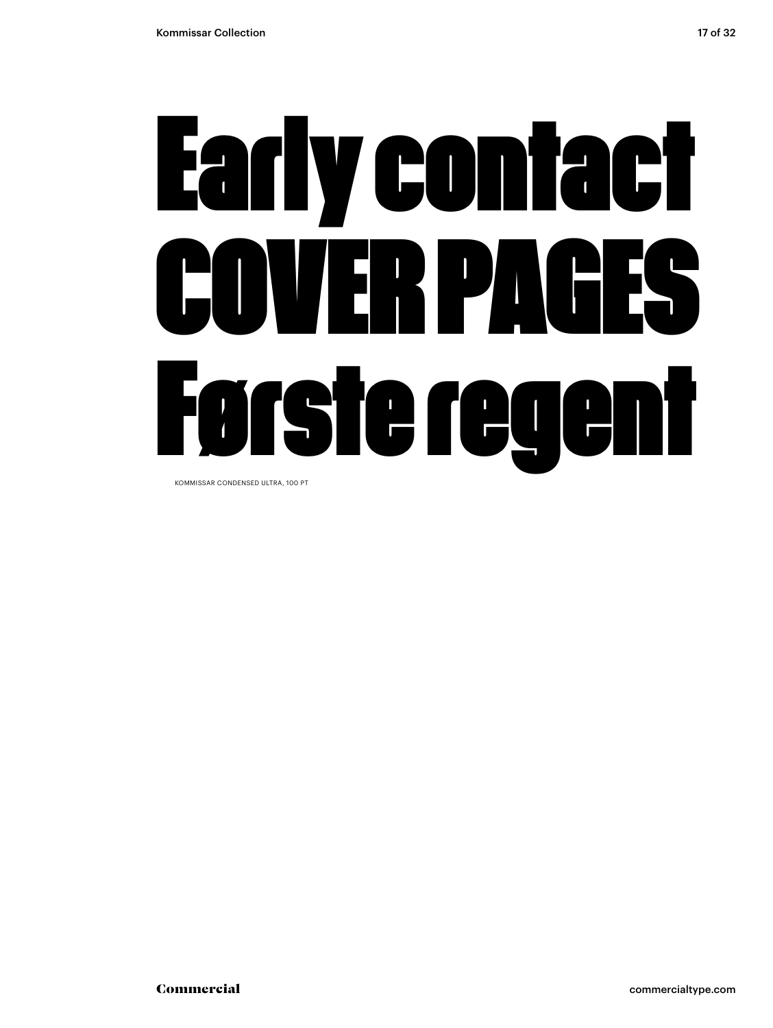# Early contact
# COVER PAGES
# Første regent

KOMMISSAR CONDENSED ULTRA, 100 PT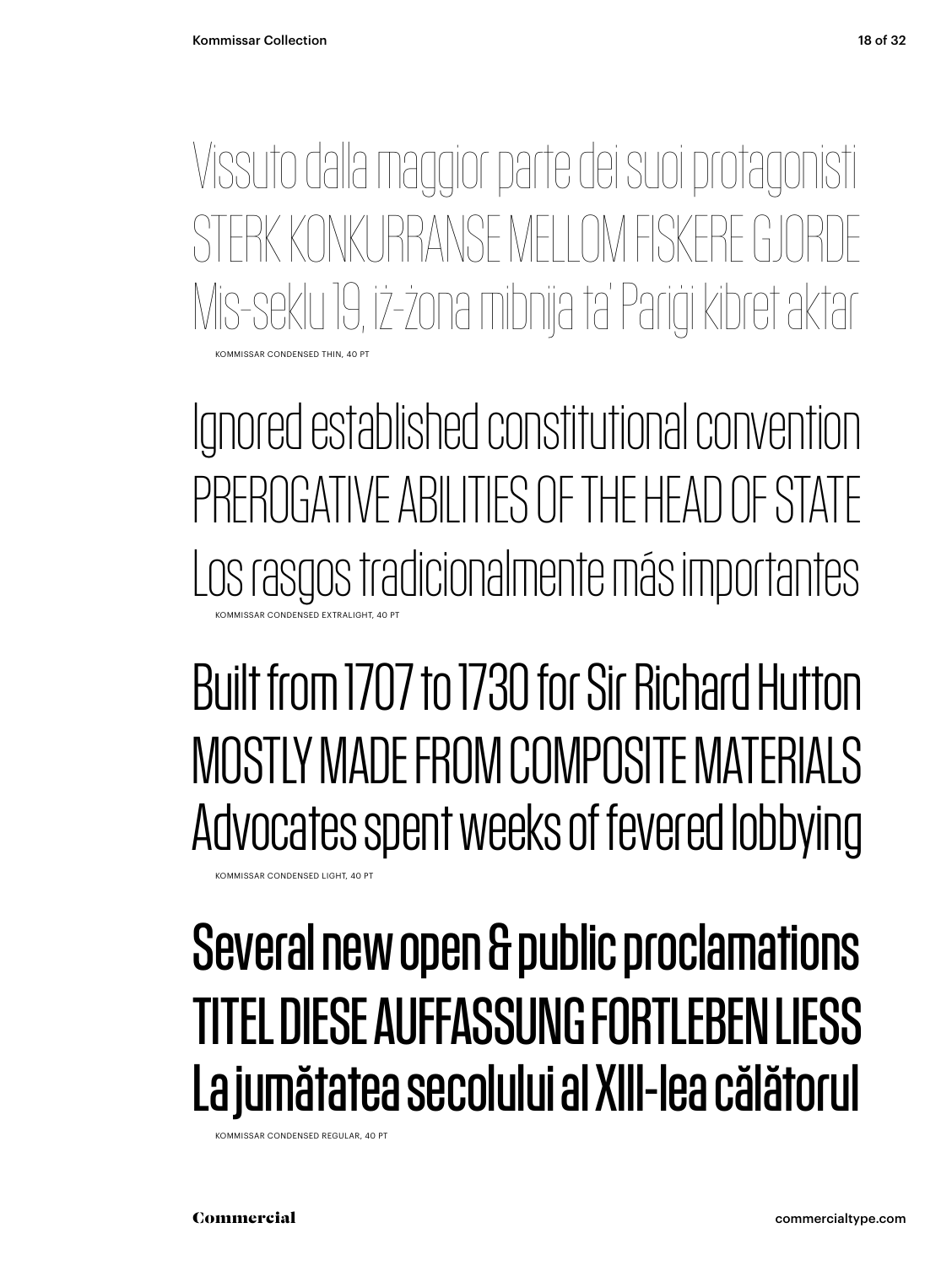Vissuto dalla maggior parte dei suoi protagonisti
STERK KONKURRANSE MELLOM FISKERE GJORDE
Mis-seklu 19, iż-żona mibnija ta' Parigi kibret aktar

KOMMISSAR CONDENSED THIN, 40 PT

Ignored established constitutional convention
PREROGATIVE ABILITIES OF THE HEAD OF STATE
Los rasgos tradicionalmente más importantes

KOMMISSAR CONDENSED EXTRALIGHT, 40 PT

Built from 1707 to 1730 for Sir Richard Hutton
MOSTLY MADE FROM COMPOSITE MATERIALS
Advocates spent weeks of fevered lobbying

KOMMISSAR CONDENSED LIGHT, 40 PT

Several new open & public proclamations
TITEL DIESE AUFFASSUNG FORTLEBEN LIESS
La jumătatea secolului al XIII-lea călătorul

KOMMISSAR CONDENSED REGULAR, 40 PT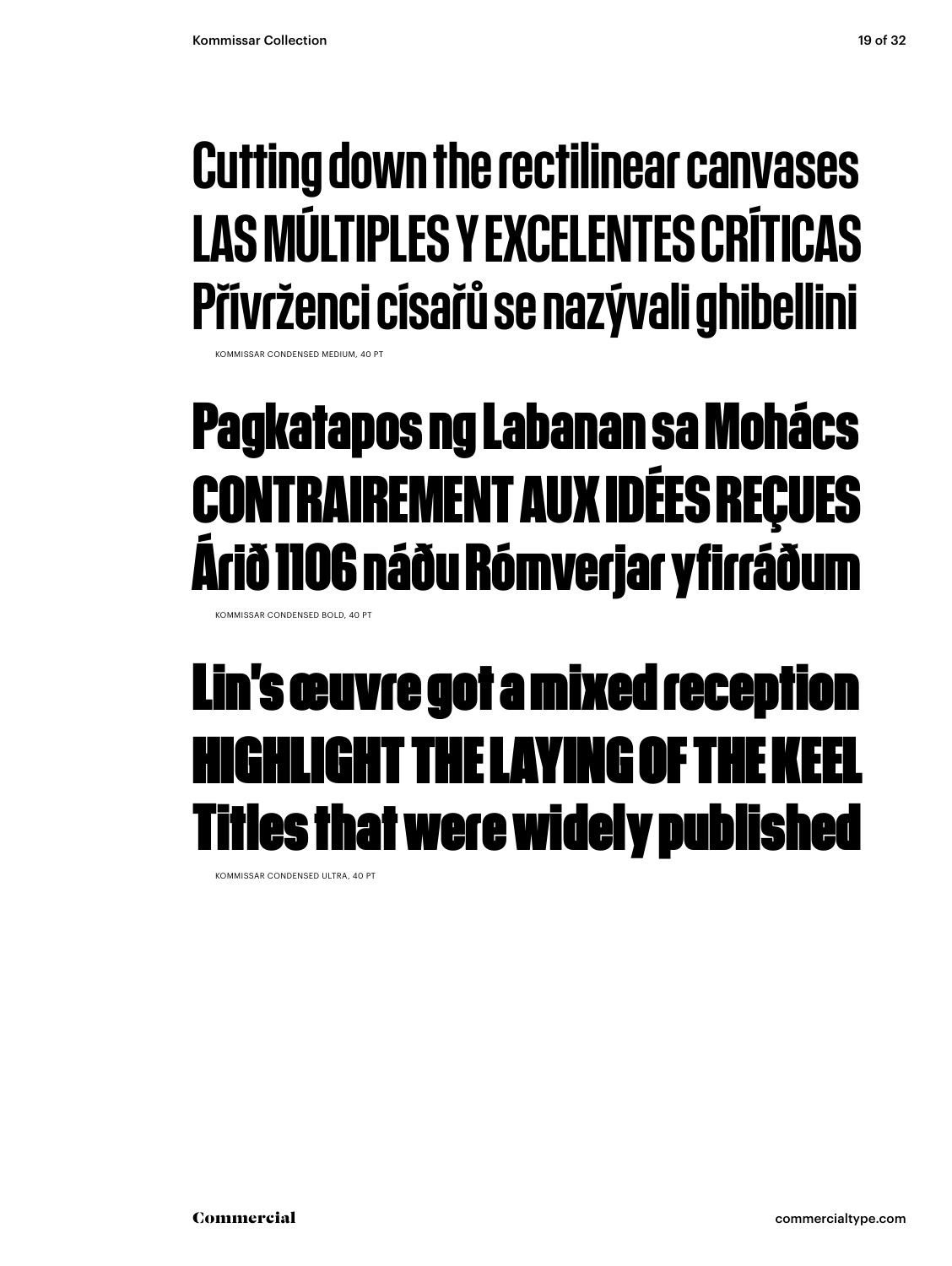Cutting down the rectilinear canvases
LAS MÚLTIPLES Y EXCELENTES CRÍTICAS
Přívrženci císařů se nazývali ghibellini

KOMMISSAR CONDENSED MEDIUM, 40 PT

Pagkatapos ng Labanan sa Mohács
CONTRAIREMENT AUX IDÉES REÇUES
Árið 1106 náðu Rómverjar yfirráðum

KOMMISSAR CONDENSED BOLD, 40 PT

Lin's œuvre got a mixed reception
HIGHLIGHT THE LAYING OF THE KEEL
Titles that were widely published

KOMMISSAR CONDENSED ULTRA, 40 PT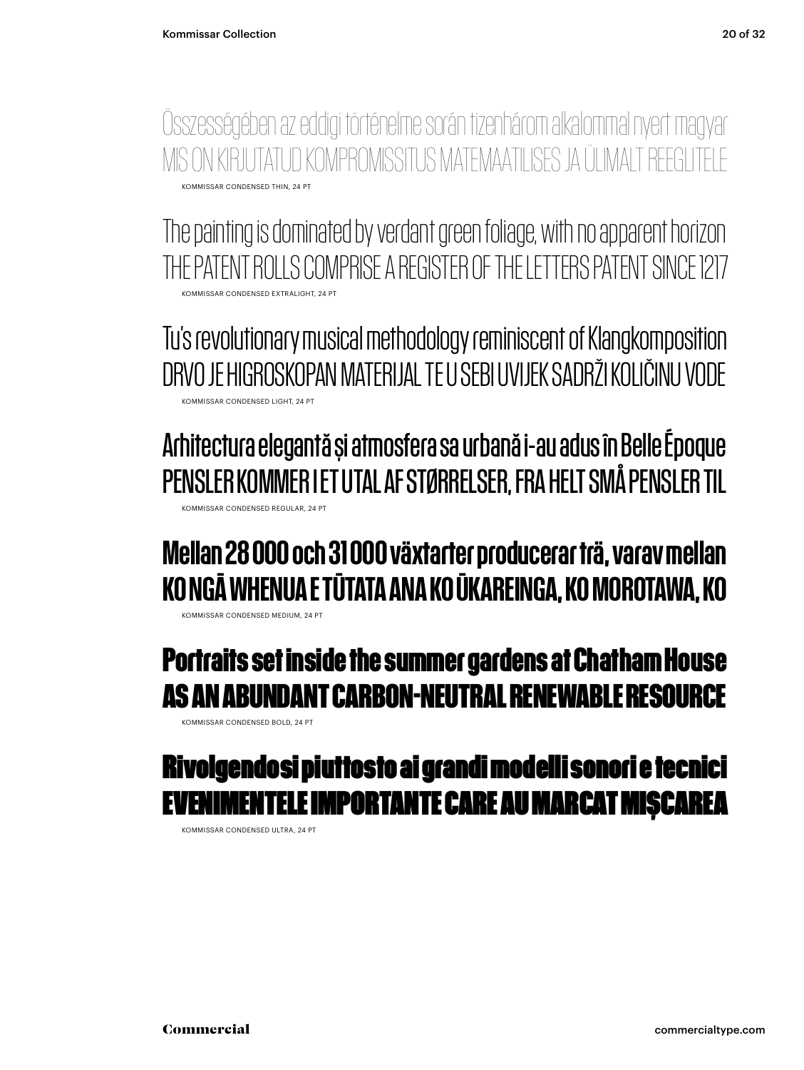Összességében az eddigi történelme során tizenhárom alkalommal nyert magyar
MIS ON KIRJUTATUD KOMPROMISSITUS MATEMAATILISES JA ÜLIMALT REEGLITELE

KOMMISSAR CONDENSED THIN, 24 PT

The painting is dominated by verdant green foliage, with no apparent horizon
THE PATENT ROLLS COMPRISE A REGISTER OF THE LETTERS PATENT SINCE 1217

KOMMISSAR CONDENSED EXTRALIGHT, 24 PT

Tu's revolutionary musical methodology reminiscent of Klangkomposition
DRVO JE HIGROSKOPAN MATERIJAL TE U SEBI UVIJEK SADRŽI KOLIČINU VODE

KOMMISSAR CONDENSED LIGHT, 24 PT

Arhitectura elegantă și atmosfera sa urbană i-au adus în Belle Époque
PENSLER KOMMER I ET UTAL AF STØRRELSER, FRA HELT SMÅ PENSLER TIL

KOMMISSAR CONDENSED REGULAR, 24 PT

Mellan 28 000 och 31 000 växtarter producerar trä, varav mellan
KO NGĀ WHENUA E TŪTATA ANA KO ŪKAREINGA, KO MOROTAWA, KO

KOMMISSAR CONDENSED MEDIUM, 24 PT

Portraits set inside the summer gardens at Chatham House
AS AN ABUNDANT CARBON-NEUTRAL RENEWABLE RESOURCE

KOMMISSAR CONDENSED BOLD, 24 PT

Rivolgendosi piuttosto ai grandi modelli sonori e tecnici
EVENIMENTELE IMPORTANTE CARE AU MARCAT MIȘCAREA

KOMMISSAR CONDENSED ULTRA, 24 PT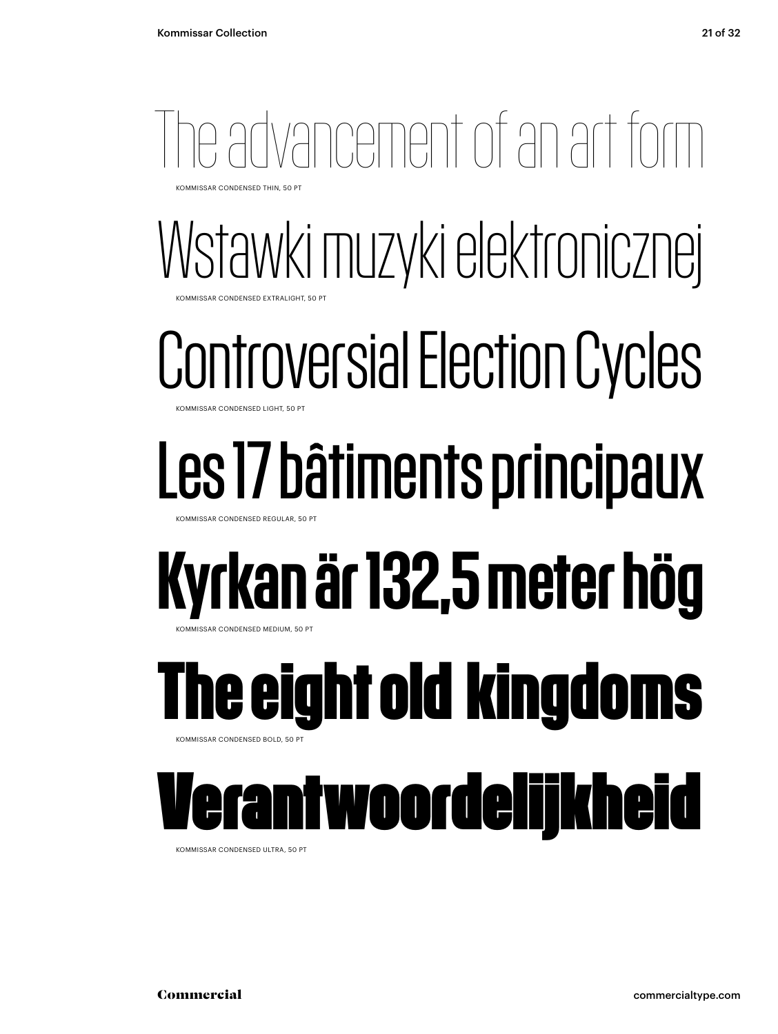The advancement of an art form

KOMMISSAR CONDENSED THIN, 50 PT

Wstawki muzyki elektronicznej

KOMMISSAR CONDENSED EXTRALIGHT, 50 PT

Controversial Election Cycles

KOMMISSAR CONDENSED LIGHT, 50 PT

Les 17 bâtiments principaux

KOMMISSAR CONDENSED REGULAR, 50 PT

Kyrkan är 132,5 meter hög

KOMMISSAR CONDENSED MEDIUM, 50 PT

The eight old kingdoms

KOMMISSAR CONDENSED BOLD, 50 PT

Verantwoordelijkheid

KOMMISSAR CONDENSED ULTRA, 50 PT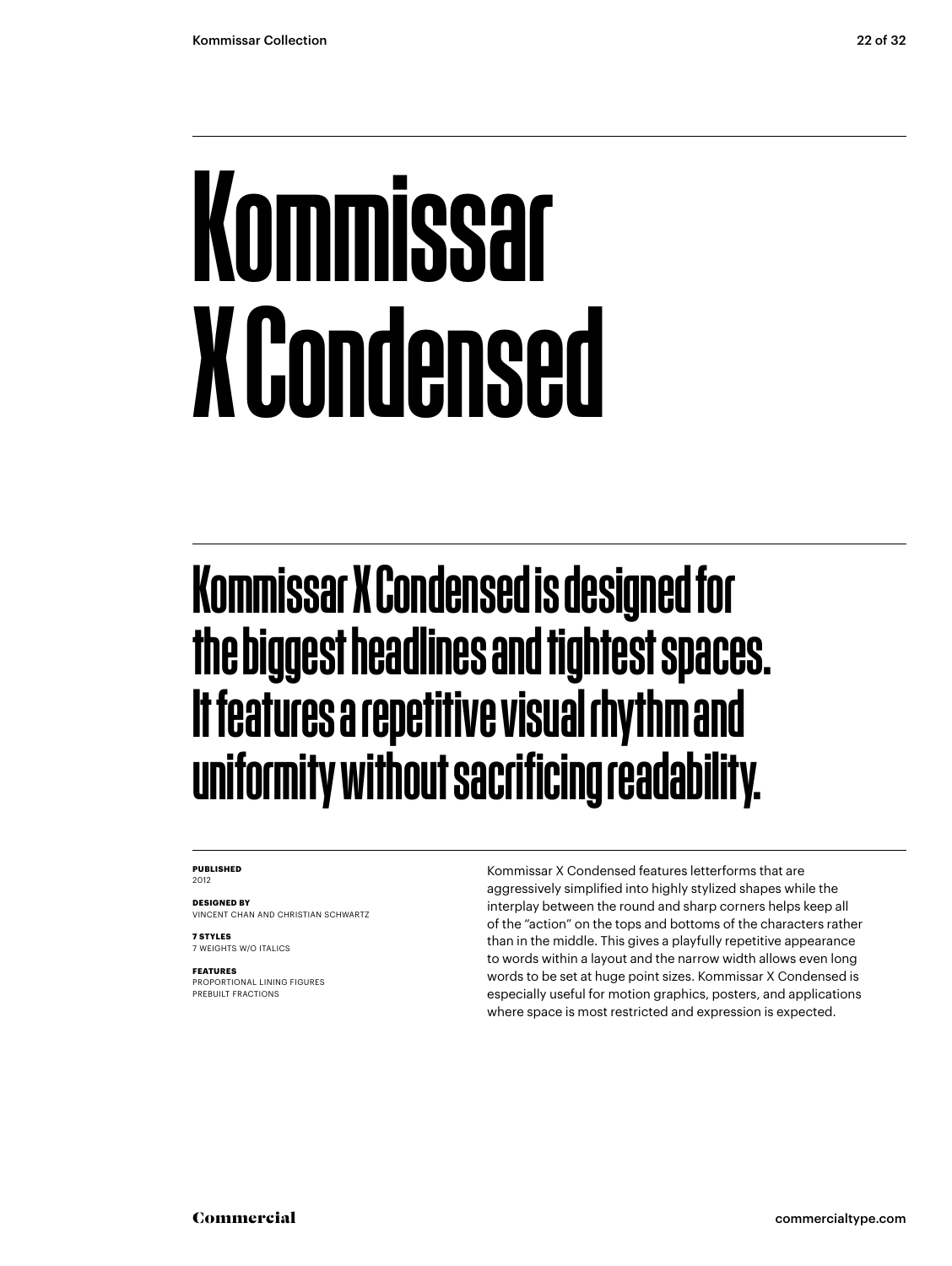# Kommissar X Condensed

## Kommissar X Condensed is designed for the biggest headlines and tightest spaces. It features a repetitive visual rhythm and uniformity without sacrificing readability.

**PUBLISHED**
2012

**DESIGNED BY**
VINCENT CHAN AND CHRISTIAN SCHWARTZ

**7 STYLES**
7 WEIGHTS W/O ITALICS

**FEATURES**
PROPORTIONAL LINING FIGURES
PREBUILT FRACTIONS

Kommissar X Condensed features letterforms that are aggressively simplified into highly stylized shapes while the interplay between the round and sharp corners helps keep all of the "action" on the tops and bottoms of the characters rather than in the middle. This gives a playfully repetitive appearance to words within a layout and the narrow width allows even long words to be set at huge point sizes. Kommissar X Condensed is especially useful for motion graphics, posters, and applications where space is most restricted and expression is expected.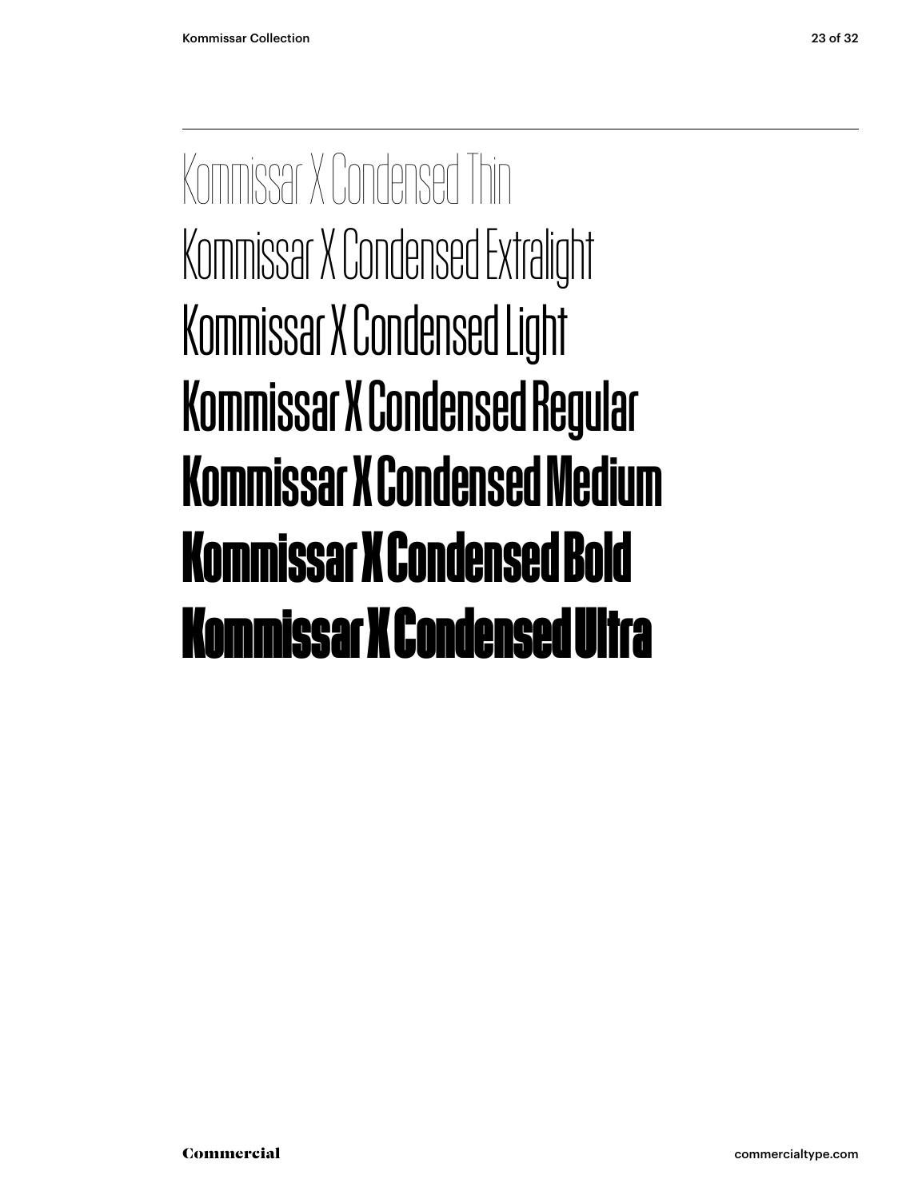Kommissar X Condensed Thin

Kommissar X Condensed Extralight

Kommissar X Condensed Light

Kommissar X Condensed Regular

**Kommissar X Condensed Medium**

**Kommissar X Condensed Bold**

**Kommissar X Condensed Ultra**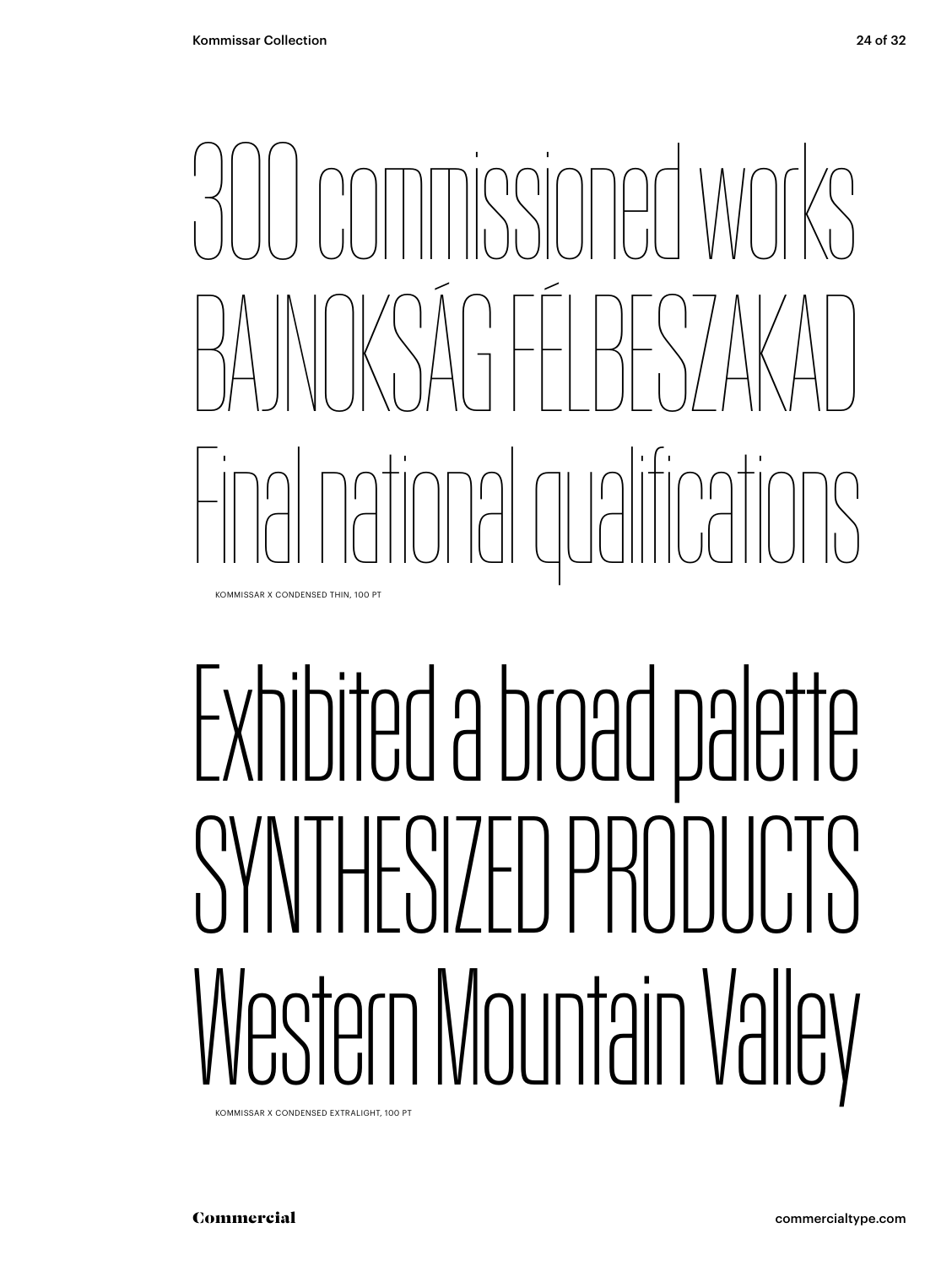300 commissioned works
BAJNOKSÁG FÉLBESZAKAD
Final national qualifications

KOMMISSAR X CONDENSED THIN, 100 PT

Exhibited a broad palette
SYNTHESIZED PRODUCTS
Western Mountain Valley

KOMMISSAR X CONDENSED EXTRALIGHT, 100 PT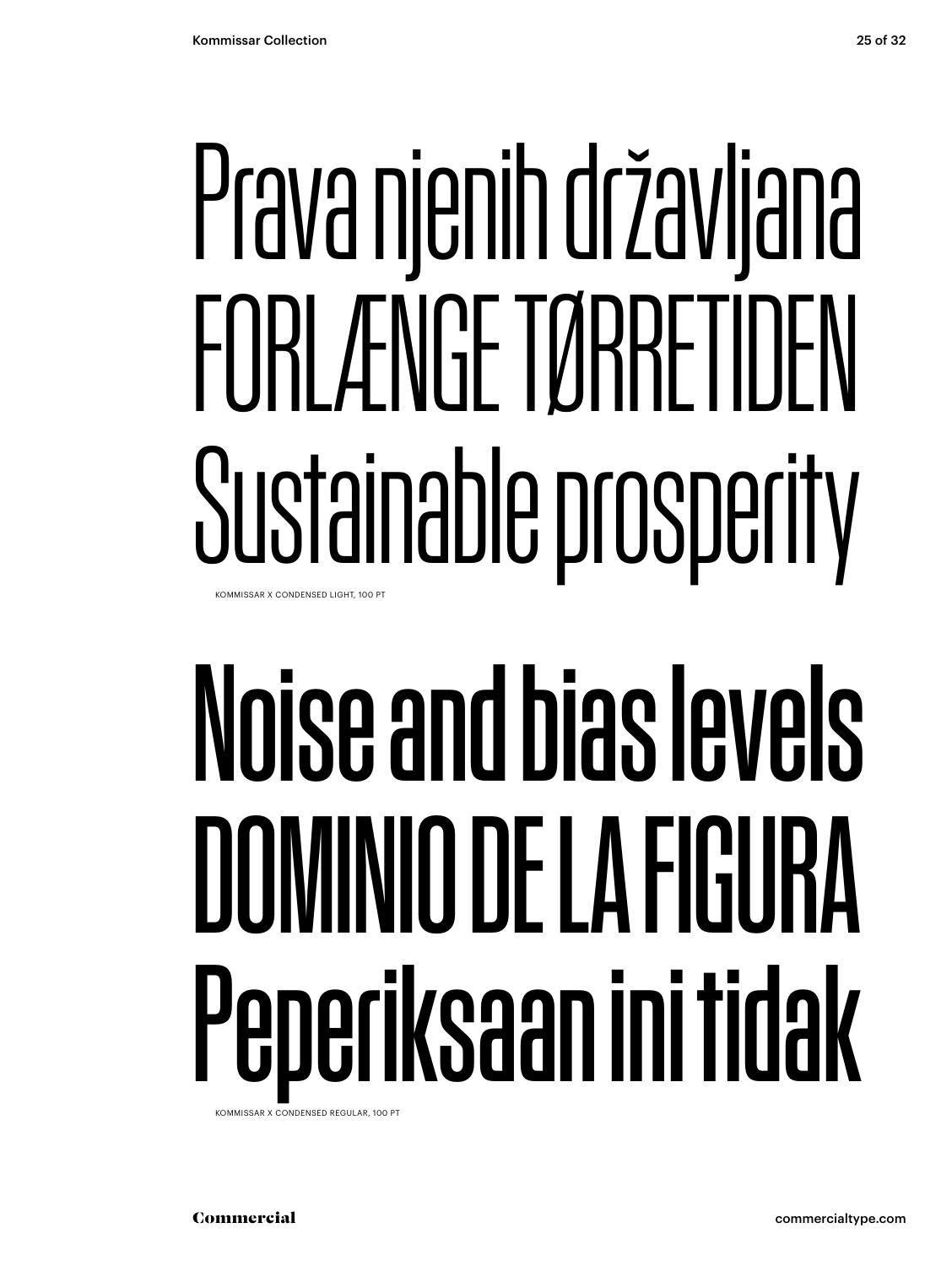Prava njenih državljana
FORLÆNGE TØRRETIDEN
Sustainable prosperity

KOMMISSAR X CONDENSED LIGHT, 100 PT

Noise and bias levels
DOMINIO DE LA FIGURA
Peperiksaan ini tidak

KOMMISSAR X CONDENSED REGULAR, 100 PT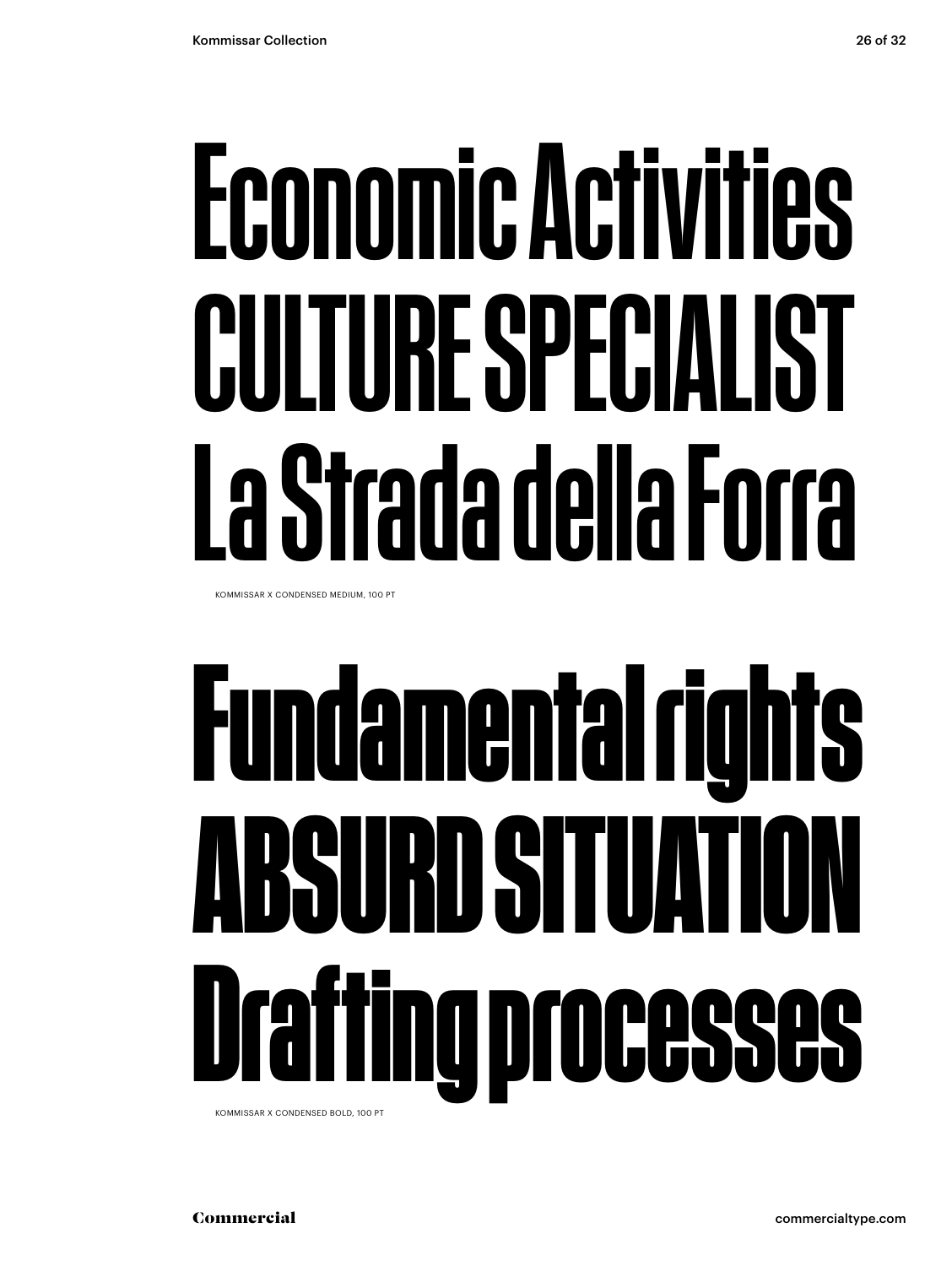Economic Activities
CULTURE SPECIALIST
La Strada della Forra

KOMMISSAR X CONDENSED MEDIUM, 100 PT

**Fundamental rights**
**ABSURD SITUATION**
**Drafting processes**

KOMMISSAR X CONDENSED BOLD, 100 PT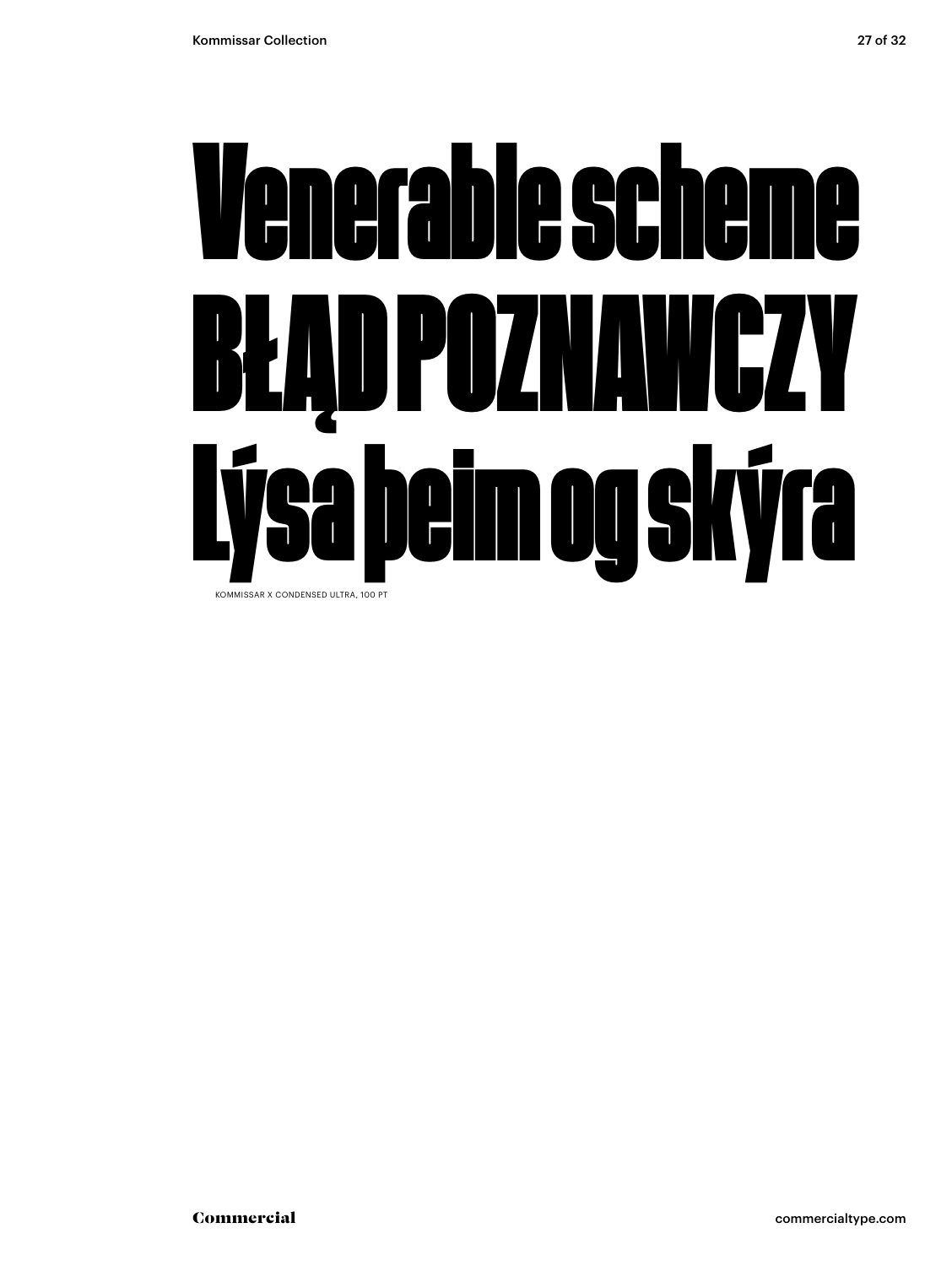# Venerable scheme
# BŁĄD POZNAWCZY
# Lýsa þeim og skýra

KOMMISSAR X CONDENSED ULTRA, 100 PT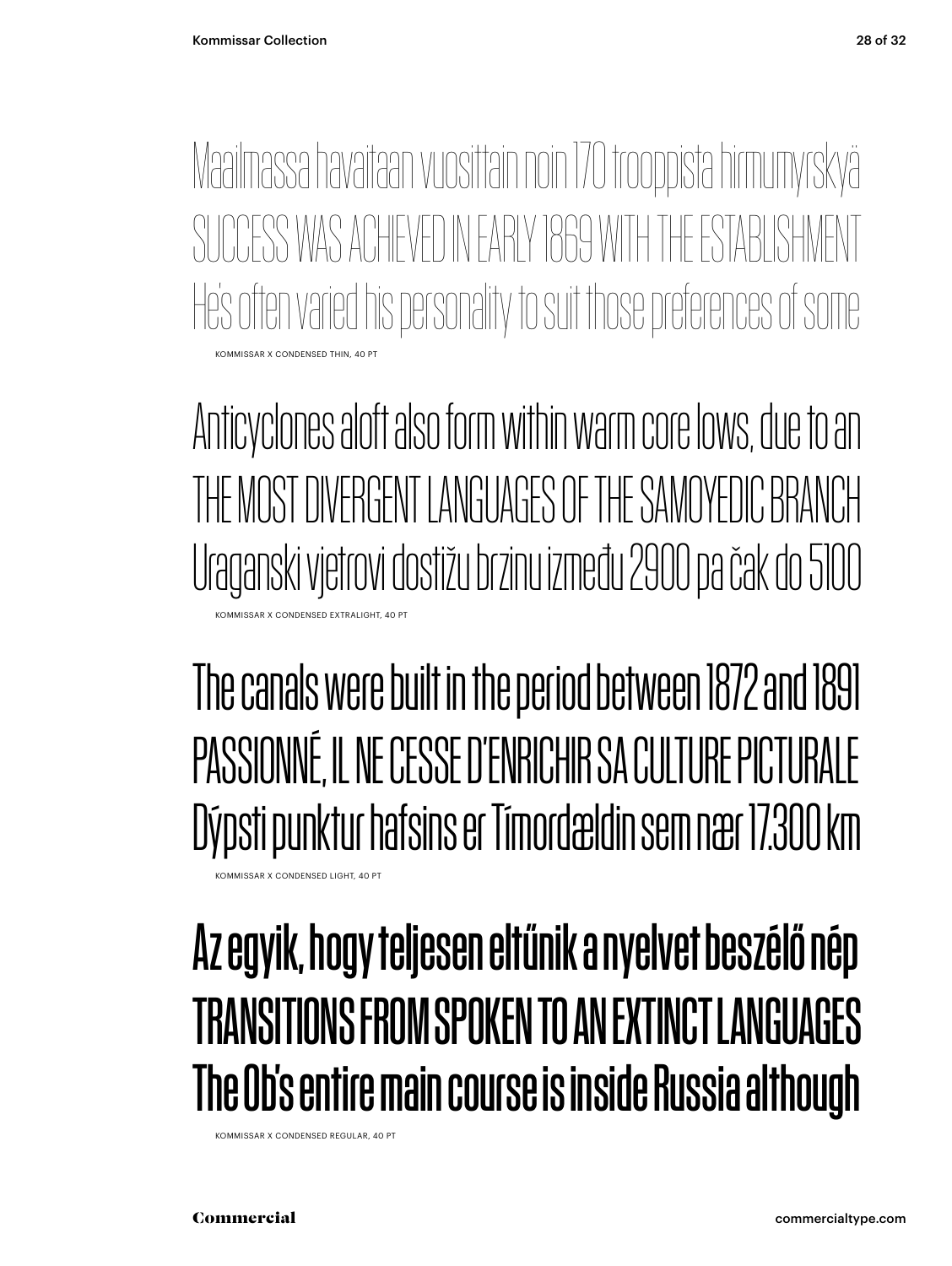Maailmassa havaitaan vuosittain noin 170 trooppista hirmumyrskyä
SUCCESS WAS ACHIEVED IN EARLY 1869 WITH THE ESTABLISHMENT
He's often varied his personality to suit those preferences of some

KOMMISSAR X CONDENSED THIN, 40 PT

Anticyclones aloft also form within warm core lows, due to an
THE MOST DIVERGENT LANGUAGES OF THE SAMOYEDIC BRANCH
Uraganski vjetrovi dostižu brzinu između 2900 pa čak do 5100

KOMMISSAR X CONDENSED EXTRALIGHT, 40 PT

The canals were built in the period between 1872 and 1891
PASSIONNÉ, IL NE CESSE D'ENRICHIR SA CULTURE PICTURALE
Dýpsti punktur hafsins er Tímordældin sem nær 17.300 km

KOMMISSAR X CONDENSED LIGHT, 40 PT

Az egyik, hogy teljesen eltűnik a nyelvet beszélő nép
TRANSITIONS FROM SPOKEN TO AN EXTINCT LANGUAGES
The Ob's entire main course is inside Russia although

KOMMISSAR X CONDENSED REGULAR, 40 PT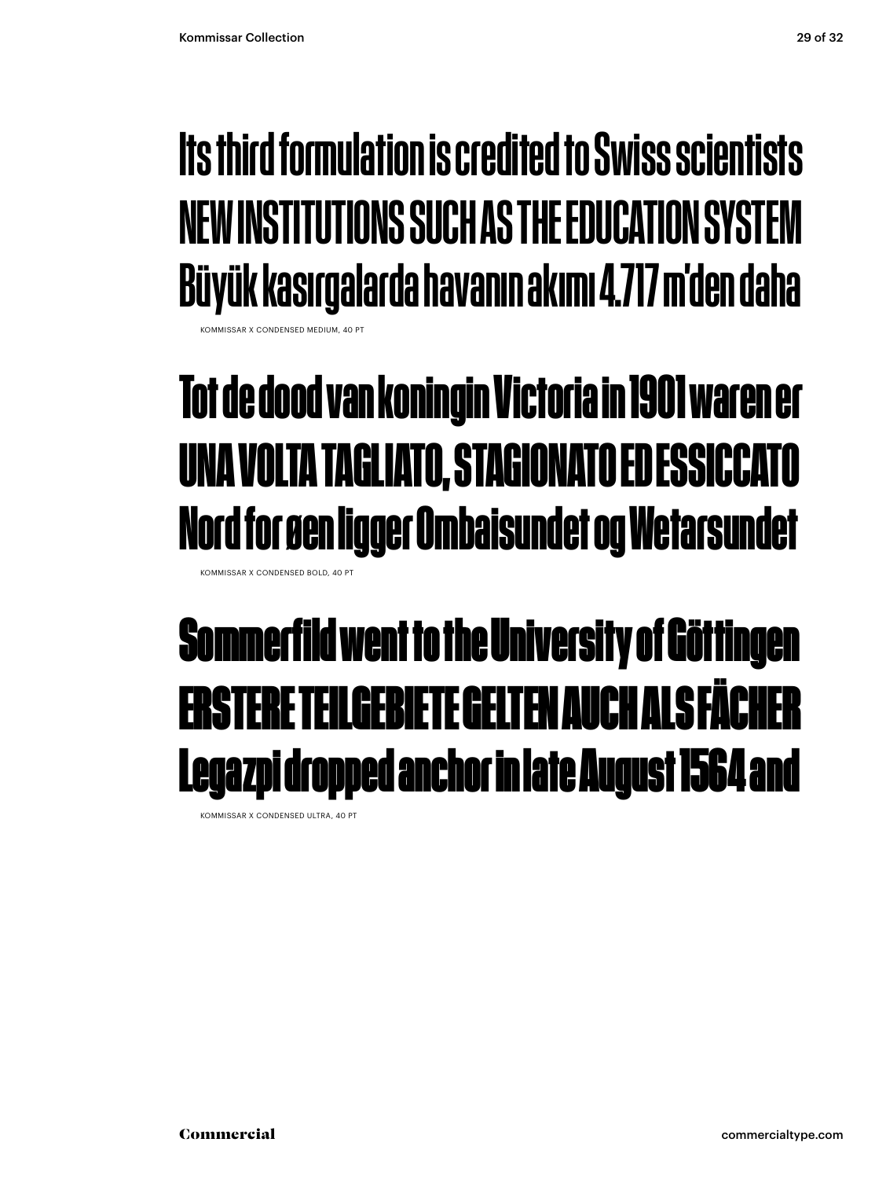Its third formulation is credited to Swiss scientists
NEW INSTITUTIONS SUCH AS THE EDUCATION SYSTEM
Büyük kasırgalarda havanın akımı 4.717 m'den daha

KOMMISSAR X CONDENSED MEDIUM, 40 PT

**Tot de dood van koningin Victoria in 1901 waren er**
**UNA VOLTA TAGLIATO, STAGIONATO ED ESSICCATO**
**Nord for øen ligger Ombaisundet og Wetarsundet**

KOMMISSAR X CONDENSED BOLD, 40 PT

**Sommerfild went to the University of Göttingen**
**ERSTERE TEILGEBIETE GELTEN AUCH ALS FÄCHER**
**Legazpi dropped anchor in late August 1564 and**

KOMMISSAR X CONDENSED ULTRA, 40 PT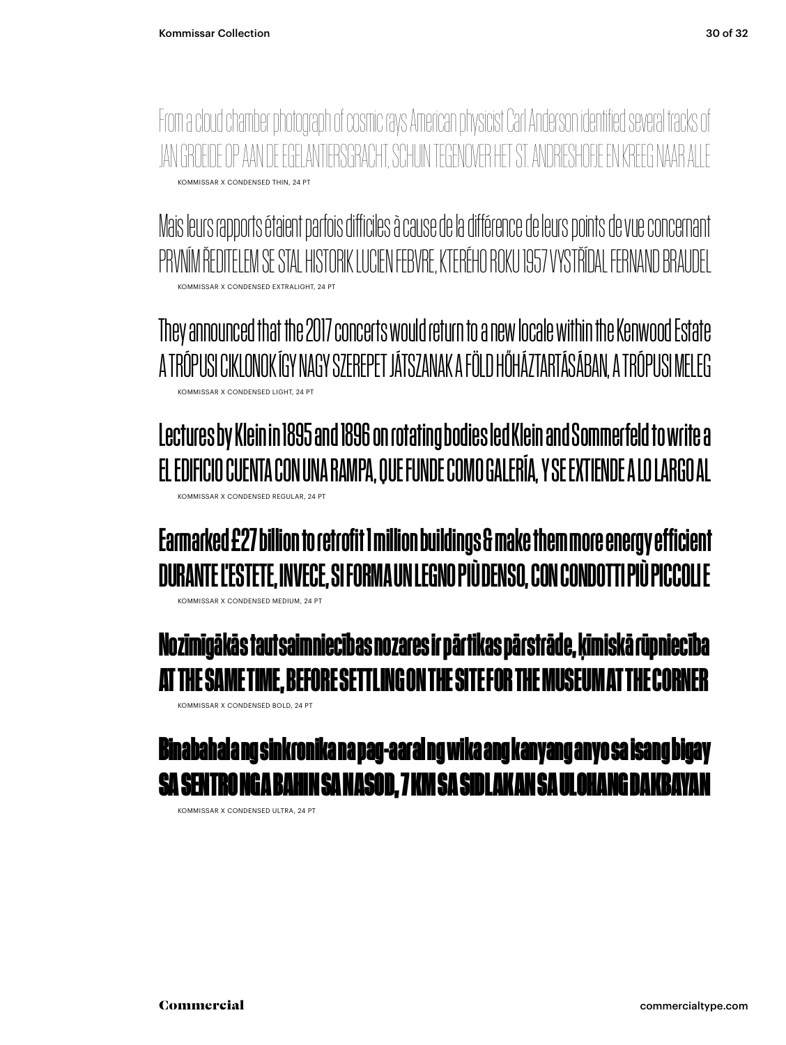From a cloud chamber photograph of cosmic rays American physicist Carl Anderson identified several tracks of
JAN GROEIDE OP AAN DE EGELANTIERSGRACHT, SCHUIN TEGENOVER HET ST. ANDRIESHOFJE EN KREEG NAAR ALLE

KOMMISSAR X CONDENSED THIN, 24 PT

Mais leurs rapports étaient parfois difficiles à cause de la différence de leurs points de vue concernant
PRVNÍM ŘEDITELEM SE STAL HISTORIK LUCIEN FEBVRE, KTERÉHO ROKU 1957 VYSTŘÍDAL FERNAND BRAUDEL

KOMMISSAR X CONDENSED EXTRALIGHT, 24 PT

They announced that the 2017 concerts would return to a new locale within the Kenwood Estate
A TRÓPUSI CIKLONOK ÍGY NAGY SZEREPET JÁTSZANAK A FÖLD HŐHÁZTARTÁSÁBAN, A TRÓPUSI MELEG

KOMMISSAR X CONDENSED LIGHT, 24 PT

Lectures by Klein in 1895 and 1896 on rotating bodies led Klein and Sommerfeld to write a
EL EDIFICIO CUENTA CON UNA RAMPA, QUE FUNDE COMO GALERÍA, Y SE EXTIENDE A LO LARGO AL

KOMMISSAR X CONDENSED REGULAR, 24 PT

Earmarked £27 billion to retrofit 1 million buildings & make them more energy efficient
DURANTE L'ESTETE, INVECE, SI FORMA UN LEGNO PIÙ DENSO, CON CONDOTTI PIÙ PICCOLI E

KOMMISSAR X CONDENSED MEDIUM, 24 PT

Nozīmīgākās tautsaimniecības nozares ir pārtikas pārstrāde, ķīmiskā rūpniecība
AT THE SAME TIME, BEFORE SETTLING ON THE SITE FOR THE MUSEUM AT THE CORNER

KOMMISSAR X CONDENSED BOLD, 24 PT

Binabahala ng sinkronika na pag-aaral ng wika ang kanyang anyo sa isang bigay
SA SENTRO NGA BAHIN SA NASOD, 7 KM SA SIDLAKAN SA ULOHANG DAKBAYAN

KOMMISSAR X CONDENSED ULTRA, 24 PT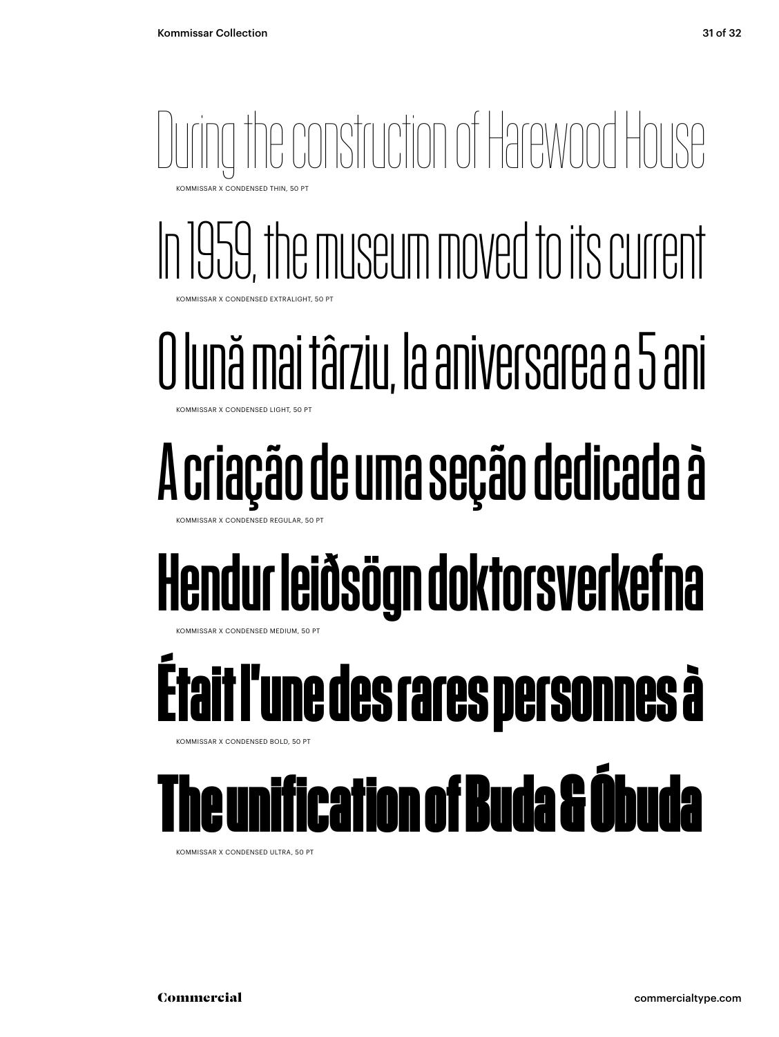During the construction of Harewood House

KOMMISSAR X CONDENSED THIN, 50 PT

In 1959, the museum moved to its current

KOMMISSAR X CONDENSED EXTRALIGHT, 50 PT

O lună mai târziu, la aniversarea a 5 ani

KOMMISSAR X CONDENSED LIGHT, 50 PT

A criação de uma seção dedicada à

KOMMISSAR X CONDENSED REGULAR, 50 PT

**Hendur leiðsögn doktorsverkefna**

KOMMISSAR X CONDENSED MEDIUM, 50 PT

**Était l'une des rares personnes à**

KOMMISSAR X CONDENSED BOLD, 50 PT

**The unification of Buda & Óbuda**

KOMMISSAR X CONDENSED ULTRA, 50 PT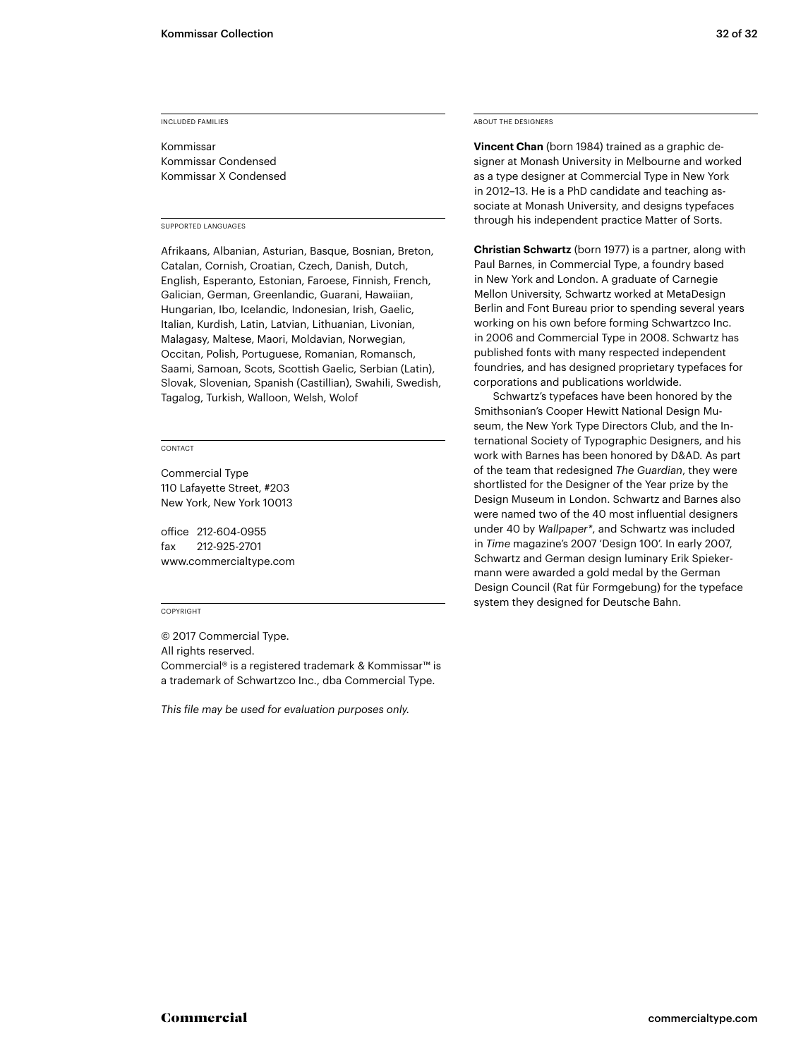## INCLUDED FAMILIES

Kommissar
Kommissar Condensed
Kommissar X Condensed

## SUPPORTED LANGUAGES

Afrikaans, Albanian, Asturian, Basque, Bosnian, Breton, Catalan, Cornish, Croatian, Czech, Danish, Dutch, English, Esperanto, Estonian, Faroese, Finnish, French, Galician, German, Greenlandic, Guarani, Hawaiian, Hungarian, Ibo, Icelandic, Indonesian, Irish, Gaelic, Italian, Kurdish, Latin, Latvian, Lithuanian, Livonian, Malagasy, Maltese, Maori, Moldavian, Norwegian, Occitan, Polish, Portuguese, Romanian, Romansch, Saami, Samoan, Scots, Scottish Gaelic, Serbian (Latin), Slovak, Slovenian, Spanish (Castillian), Swahili, Swedish, Tagalog, Turkish, Walloon, Welsh, Wolof

## CONTACT

Commercial Type
110 Lafayette Street, #203
New York, New York 10013

office 212-604-0955
fax 212-925-2701
www.commercialtype.com

## COPYRIGHT

© 2017 Commercial Type.
All rights reserved.
Commercial® is a registered trademark & Kommissar™ is a trademark of Schwartzco Inc., dba Commercial Type.

*This file may be used for evaluation purposes only.*

## ABOUT THE DESIGNERS

**Vincent Chan** (born 1984) trained as a graphic designer at Monash University in Melbourne and worked as a type designer at Commercial Type in New York in 2012–13. He is a PhD candidate and teaching associate at Monash University, and designs typefaces through his independent practice Matter of Sorts.

**Christian Schwartz** (born 1977) is a partner, along with Paul Barnes, in Commercial Type, a foundry based in New York and London. A graduate of Carnegie Mellon University, Schwartz worked at MetaDesign Berlin and Font Bureau prior to spending several years working on his own before forming Schwartzco Inc. in 2006 and Commercial Type in 2008. Schwartz has published fonts with many respected independent foundries, and has designed proprietary typefaces for corporations and publications worldwide.

Schwartz's typefaces have been honored by the Smithsonian's Cooper Hewitt National Design Museum, the New York Type Directors Club, and the International Society of Typographic Designers, and his work with Barnes has been honored by D&AD. As part of the team that redesigned *The Guardian*, they were shortlisted for the Designer of the Year prize by the Design Museum in London. Schwartz and Barnes also were named two of the 40 most influential designers under 40 by *Wallpaper**, and Schwartz was included in *Time* magazine's 2007 'Design 100'. In early 2007, Schwartz and German design luminary Erik Spiekermann were awarded a gold medal by the German Design Council (Rat für Formgebung) for the typeface system they designed for Deutsche Bahn.